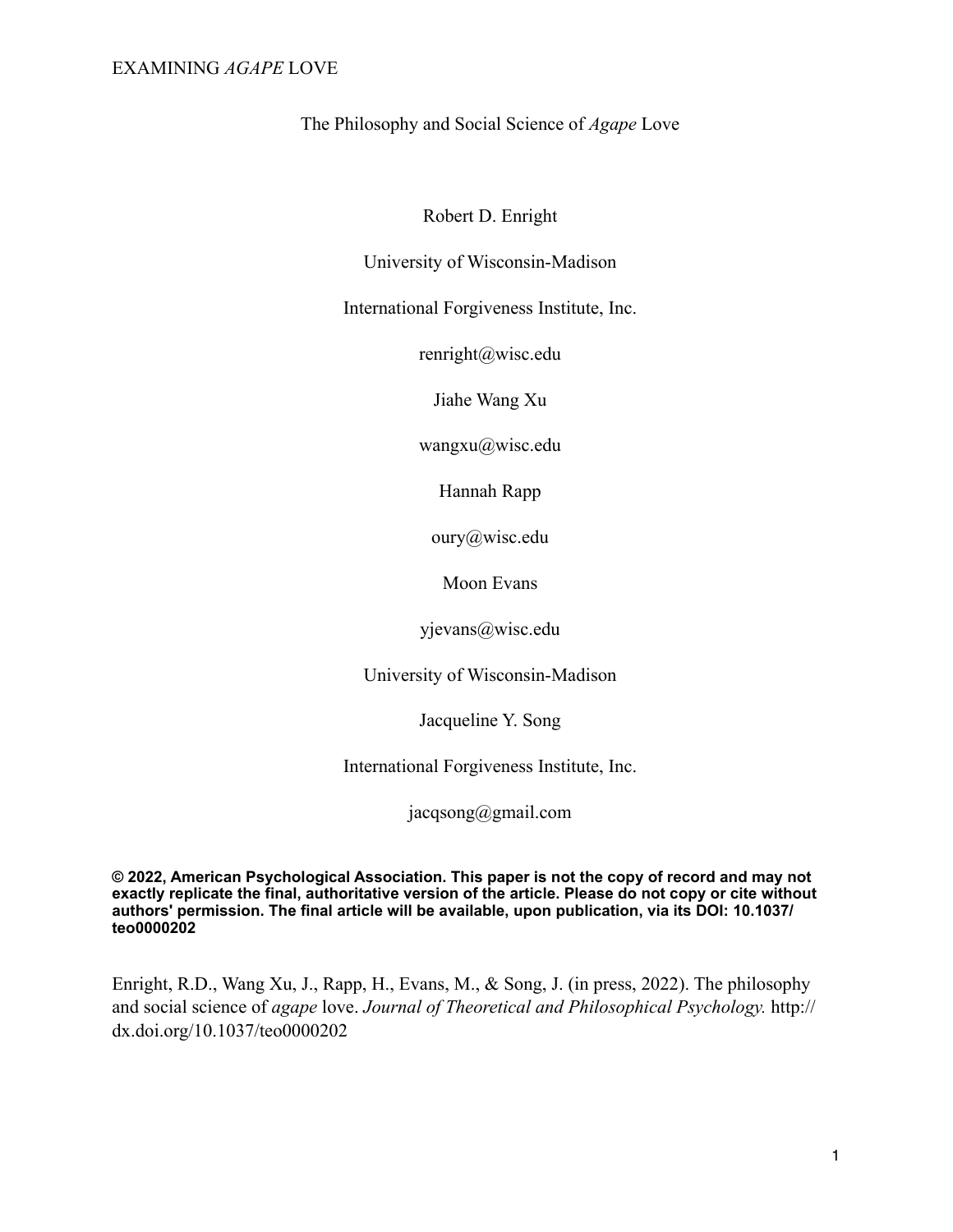# The Philosophy and Social Science of *Agape* Love

Robert D. Enright

University of Wisconsin-Madison

International Forgiveness Institute, Inc.

renright@wisc.edu

Jiahe Wang Xu

wangxu@wisc.edu

Hannah Rapp

oury@wisc.edu

Moon Evans

yjevans@wisc.edu

University of Wisconsin-Madison

Jacqueline Y. Song

International Forgiveness Institute, Inc.

jacqsong@gmail.com

**© 2022, American Psychological Association. This paper is not the copy of record and may not exactly replicate the final, authoritative version of the article. Please do not copy or cite without authors' permission. The final article will be available, upon publication, via its DOI: 10.1037/teo0000202**

Enright, R.D., Wang Xu, J., Rapp, H., Evans, M., & Song, J. (in press, 2022). The philosophy and social science of *agape* love. *Journal of Theoretical and Philosophical Psychology.* http://dx.doi.org/10.1037/teo0000202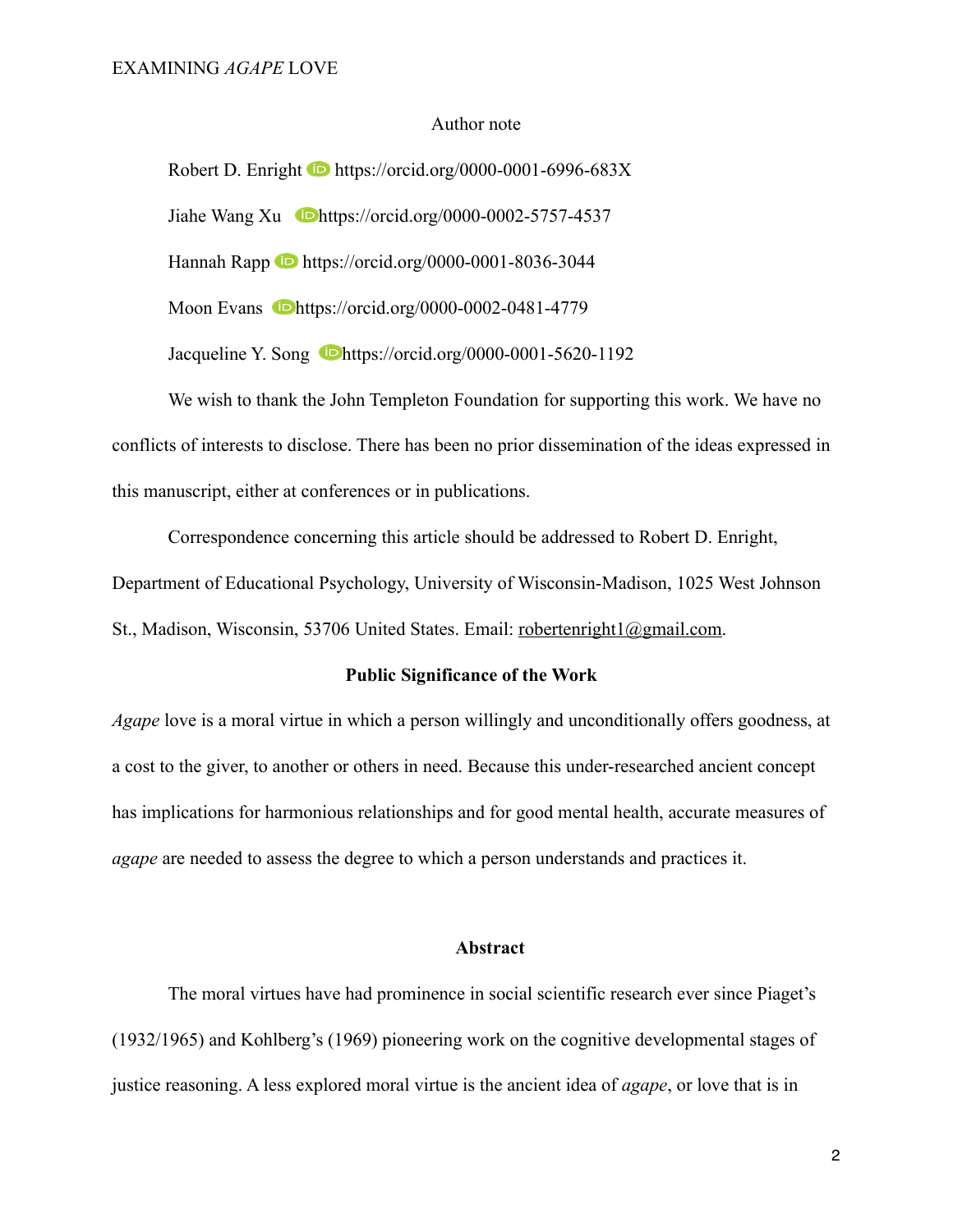Author note

Robert D. Enright https://orcid.org/0000-0001-6996-683X

Jiahe Wang Xu https://orcid.org/0000-0002-5757-4537

Hannah Rapp https://orcid.org/0000-0001-8036-3044

Moon Evans https://orcid.org/0000-0002-0481-4779

Jacqueline Y. Song https://orcid.org/0000-0001-5620-1192

We wish to thank the John Templeton Foundation for supporting this work. We have no conflicts of interests to disclose. There has been no prior dissemination of the ideas expressed in this manuscript, either at conferences or in publications.

Correspondence concerning this article should be addressed to Robert D. Enright, Department of Educational Psychology, University of Wisconsin-Madison, 1025 West Johnson St., Madison, Wisconsin, 53706 United States. Email: robertenright1@gmail.com.

## Public Significance of the Work

*Agape* love is a moral virtue in which a person willingly and unconditionally offers goodness, at a cost to the giver, to another or others in need. Because this under-researched ancient concept has implications for harmonious relationships and for good mental health, accurate measures of *agape* are needed to assess the degree to which a person understands and practices it.

## Abstract

The moral virtues have had prominence in social scientific research ever since Piaget's (1932/1965) and Kohlberg's (1969) pioneering work on the cognitive developmental stages of justice reasoning. A less explored moral virtue is the ancient idea of *agape*, or love that is in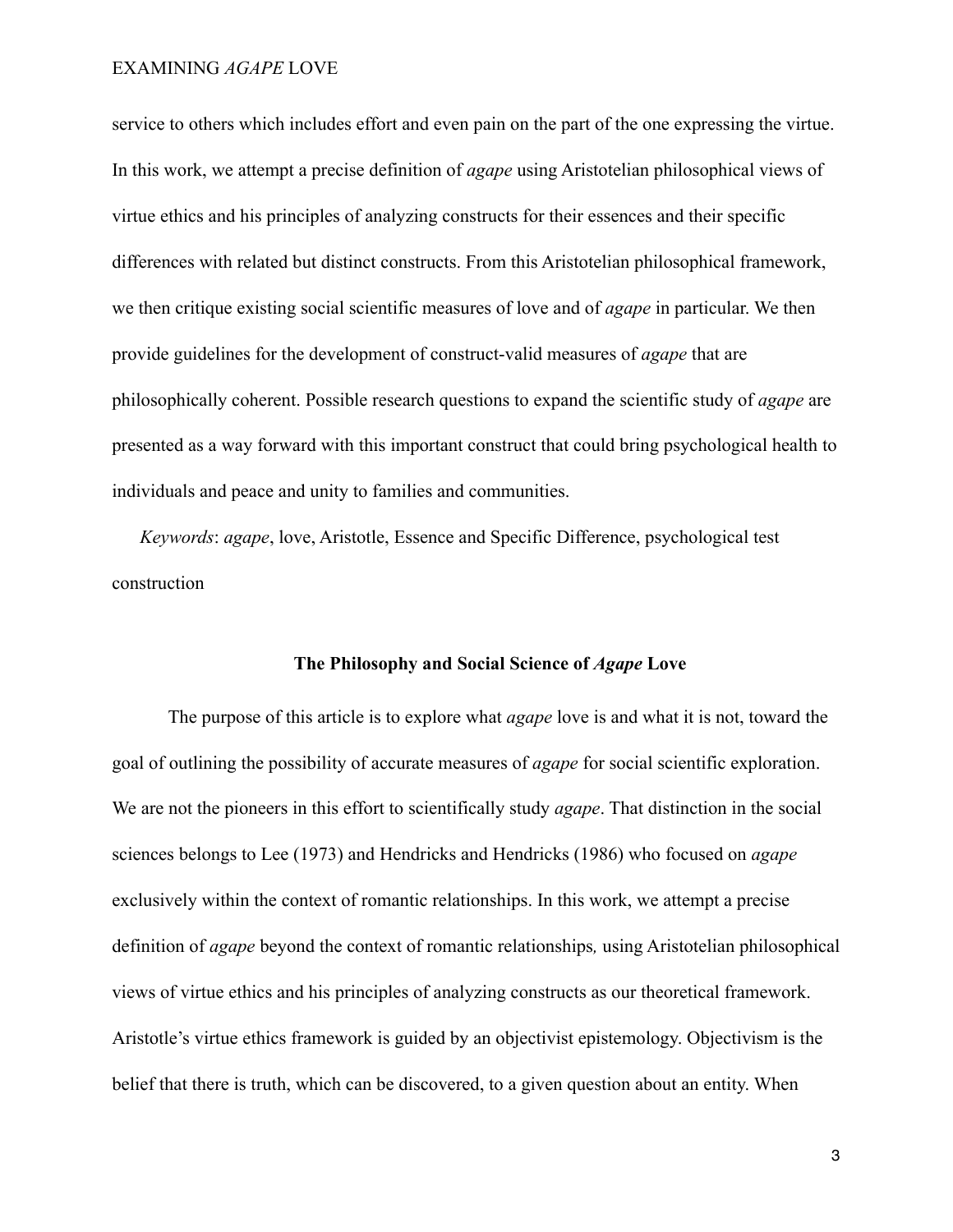service to others which includes effort and even pain on the part of the one expressing the virtue. In this work, we attempt a precise definition of *agape* using Aristotelian philosophical views of virtue ethics and his principles of analyzing constructs for their essences and their specific differences with related but distinct constructs. From this Aristotelian philosophical framework, we then critique existing social scientific measures of love and of *agape* in particular. We then provide guidelines for the development of construct-valid measures of *agape* that are philosophically coherent. Possible research questions to expand the scientific study of *agape* are presented as a way forward with this important construct that could bring psychological health to individuals and peace and unity to families and communities.

*Keywords*: *agape*, love, Aristotle, Essence and Specific Difference, psychological test construction

## The Philosophy and Social Science of *Agape* Love

The purpose of this article is to explore what *agape* love is and what it is not, toward the goal of outlining the possibility of accurate measures of *agape* for social scientific exploration. We are not the pioneers in this effort to scientifically study *agape*. That distinction in the social sciences belongs to Lee (1973) and Hendricks and Hendricks (1986) who focused on *agape* exclusively within the context of romantic relationships. In this work, we attempt a precise definition of *agape* beyond the context of romantic relationships*,* using Aristotelian philosophical views of virtue ethics and his principles of analyzing constructs as our theoretical framework. Aristotle's virtue ethics framework is guided by an objectivist epistemology. Objectivism is the belief that there is truth, which can be discovered, to a given question about an entity. When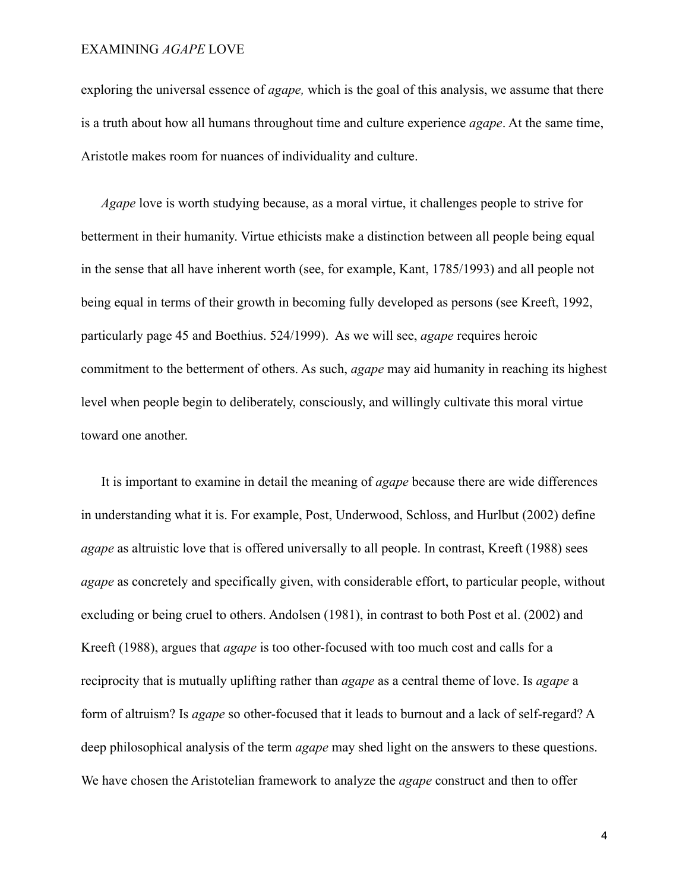exploring the universal essence of *agape,* which is the goal of this analysis, we assume that there is a truth about how all humans throughout time and culture experience *agape*. At the same time, Aristotle makes room for nuances of individuality and culture.

*Agape* love is worth studying because, as a moral virtue, it challenges people to strive for betterment in their humanity. Virtue ethicists make a distinction between all people being equal in the sense that all have inherent worth (see, for example, Kant, 1785/1993) and all people not being equal in terms of their growth in becoming fully developed as persons (see Kreeft, 1992, particularly page 45 and Boethius. 524/1999). As we will see, *agape* requires heroic commitment to the betterment of others. As such, *agape* may aid humanity in reaching its highest level when people begin to deliberately, consciously, and willingly cultivate this moral virtue toward one another.

It is important to examine in detail the meaning of *agape* because there are wide differences in understanding what it is. For example, Post, Underwood, Schloss, and Hurlbut (2002) define *agape* as altruistic love that is offered universally to all people. In contrast, Kreeft (1988) sees *agape* as concretely and specifically given, with considerable effort, to particular people, without excluding or being cruel to others. Andolsen (1981), in contrast to both Post et al. (2002) and Kreeft (1988), argues that *agape* is too other-focused with too much cost and calls for a reciprocity that is mutually uplifting rather than *agape* as a central theme of love. Is *agape* a form of altruism? Is *agape* so other-focused that it leads to burnout and a lack of self-regard? A deep philosophical analysis of the term *agape* may shed light on the answers to these questions. We have chosen the Aristotelian framework to analyze the *agape* construct and then to offer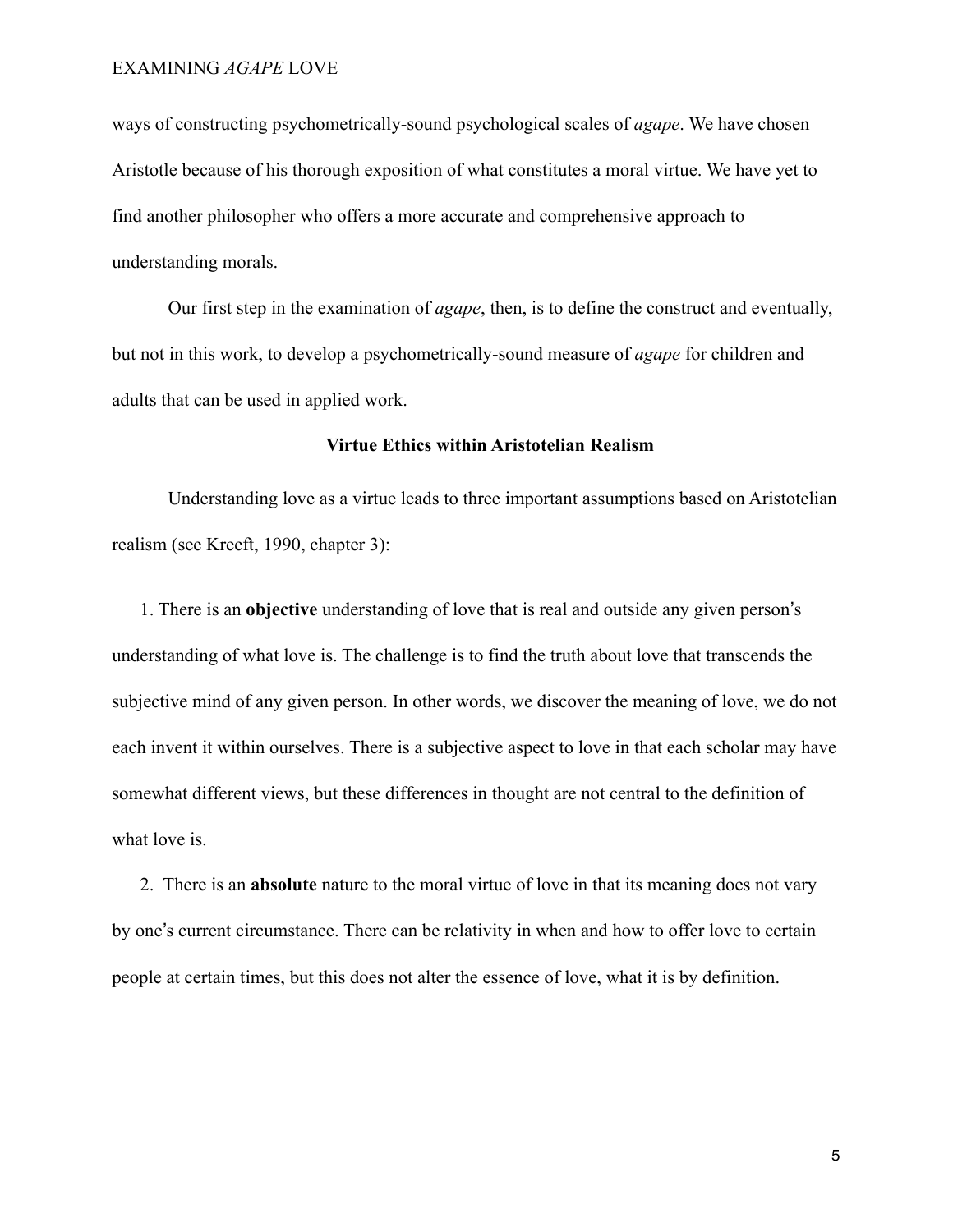ways of constructing psychometrically-sound psychological scales of *agape*. We have chosen Aristotle because of his thorough exposition of what constitutes a moral virtue. We have yet to find another philosopher who offers a more accurate and comprehensive approach to understanding morals.

Our first step in the examination of *agape*, then, is to define the construct and eventually, but not in this work, to develop a psychometrically-sound measure of *agape* for children and adults that can be used in applied work.

## Virtue Ethics within Aristotelian Realism

Understanding love as a virtue leads to three important assumptions based on Aristotelian realism (see Kreeft, 1990, chapter 3):

1. There is an **objective** understanding of love that is real and outside any given person's understanding of what love is. The challenge is to find the truth about love that transcends the subjective mind of any given person. In other words, we discover the meaning of love, we do not each invent it within ourselves. There is a subjective aspect to love in that each scholar may have somewhat different views, but these differences in thought are not central to the definition of what love is.

2. There is an **absolute** nature to the moral virtue of love in that its meaning does not vary by one's current circumstance. There can be relativity in when and how to offer love to certain people at certain times, but this does not alter the essence of love, what it is by definition.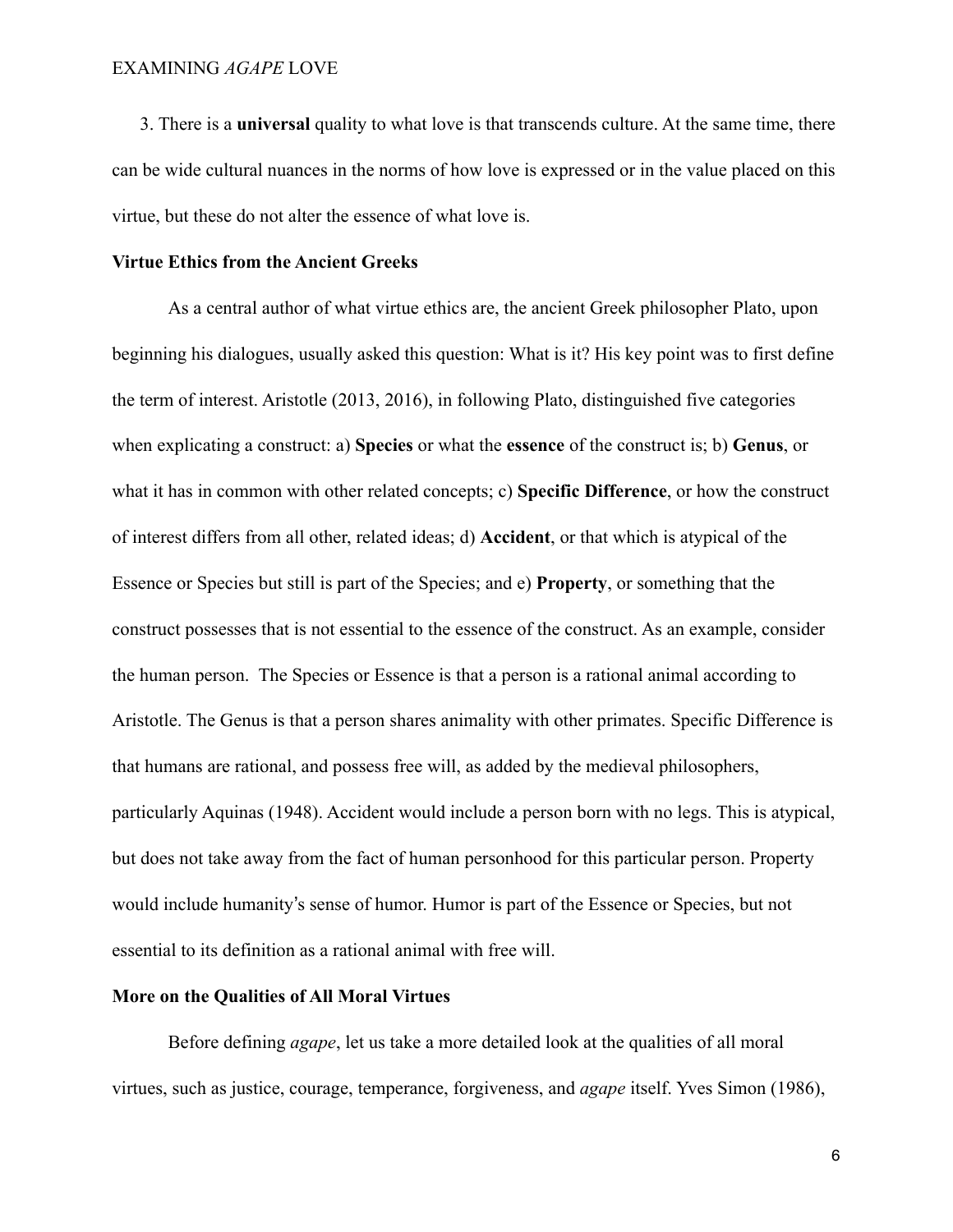3. There is a **universal** quality to what love is that transcends culture. At the same time, there can be wide cultural nuances in the norms of how love is expressed or in the value placed on this virtue, but these do not alter the essence of what love is.

**Virtue Ethics from the Ancient Greeks**

As a central author of what virtue ethics are, the ancient Greek philosopher Plato, upon beginning his dialogues, usually asked this question: What is it? His key point was to first define the term of interest. Aristotle (2013, 2016), in following Plato, distinguished five categories when explicating a construct: a) **Species** or what the **essence** of the construct is; b) **Genus**, or what it has in common with other related concepts; c) **Specific Difference**, or how the construct of interest differs from all other, related ideas; d) **Accident**, or that which is atypical of the Essence or Species but still is part of the Species; and e) **Property**, or something that the construct possesses that is not essential to the essence of the construct. As an example, consider the human person. The Species or Essence is that a person is a rational animal according to Aristotle. The Genus is that a person shares animality with other primates. Specific Difference is that humans are rational, and possess free will, as added by the medieval philosophers, particularly Aquinas (1948). Accident would include a person born with no legs. This is atypical, but does not take away from the fact of human personhood for this particular person. Property would include humanity's sense of humor. Humor is part of the Essence or Species, but not essential to its definition as a rational animal with free will.

**More on the Qualities of All Moral Virtues**

Before defining *agape*, let us take a more detailed look at the qualities of all moral virtues, such as justice, courage, temperance, forgiveness, and *agape* itself. Yves Simon (1986),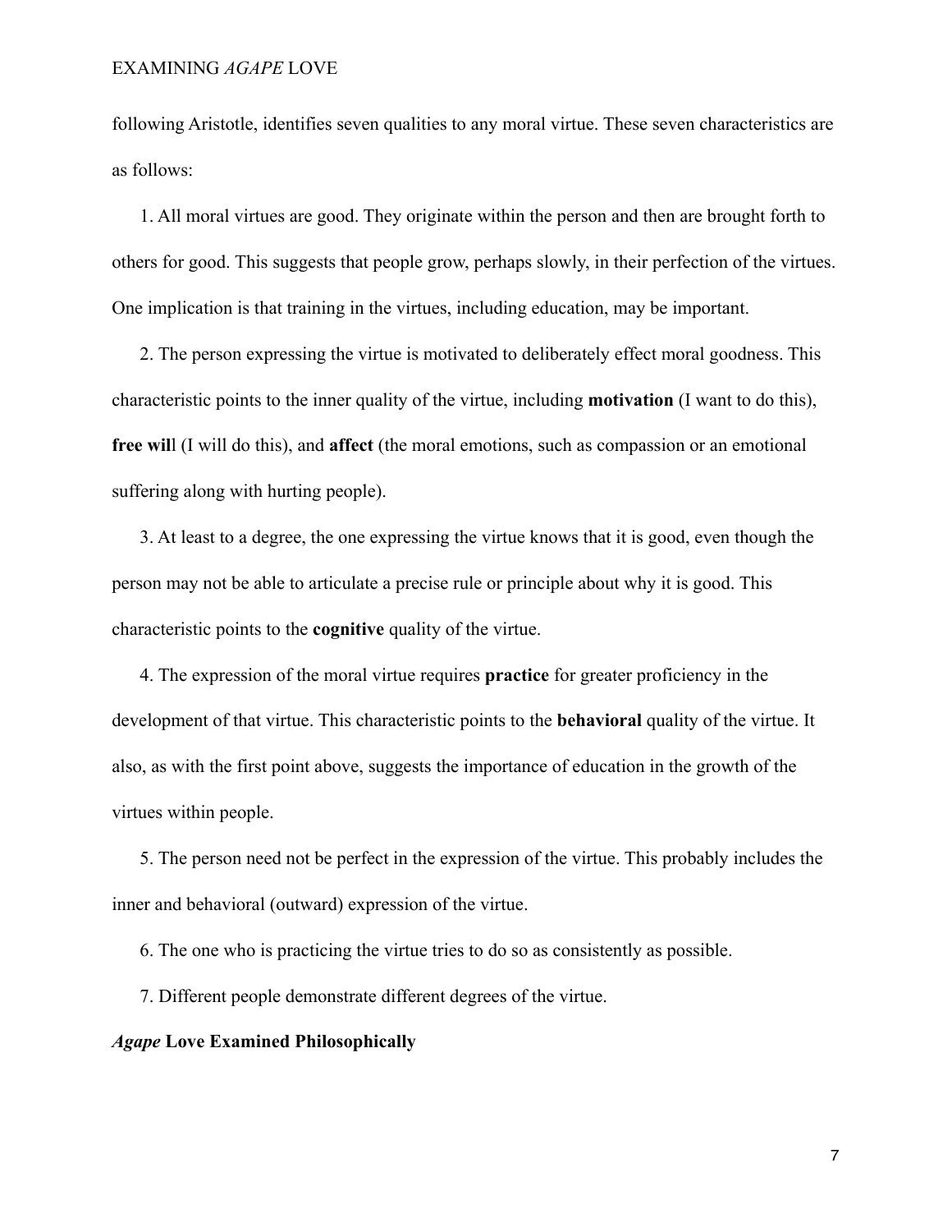following Aristotle, identifies seven qualities to any moral virtue. These seven characteristics are as follows:

1. All moral virtues are good. They originate within the person and then are brought forth to others for good. This suggests that people grow, perhaps slowly, in their perfection of the virtues. One implication is that training in the virtues, including education, may be important.

2. The person expressing the virtue is motivated to deliberately effect moral goodness. This characteristic points to the inner quality of the virtue, including **motivation** (I want to do this), **free wil**l (I will do this), and **affect** (the moral emotions, such as compassion or an emotional suffering along with hurting people).

3. At least to a degree, the one expressing the virtue knows that it is good, even though the person may not be able to articulate a precise rule or principle about why it is good. This characteristic points to the **cognitive** quality of the virtue.

4. The expression of the moral virtue requires **practice** for greater proficiency in the development of that virtue. This characteristic points to the **behavioral** quality of the virtue. It also, as with the first point above, suggests the importance of education in the growth of the virtues within people.

5. The person need not be perfect in the expression of the virtue. This probably includes the inner and behavioral (outward) expression of the virtue.

6. The one who is practicing the virtue tries to do so as consistently as possible.

7. Different people demonstrate different degrees of the virtue.

## ***Agape* Love Examined Philosophically**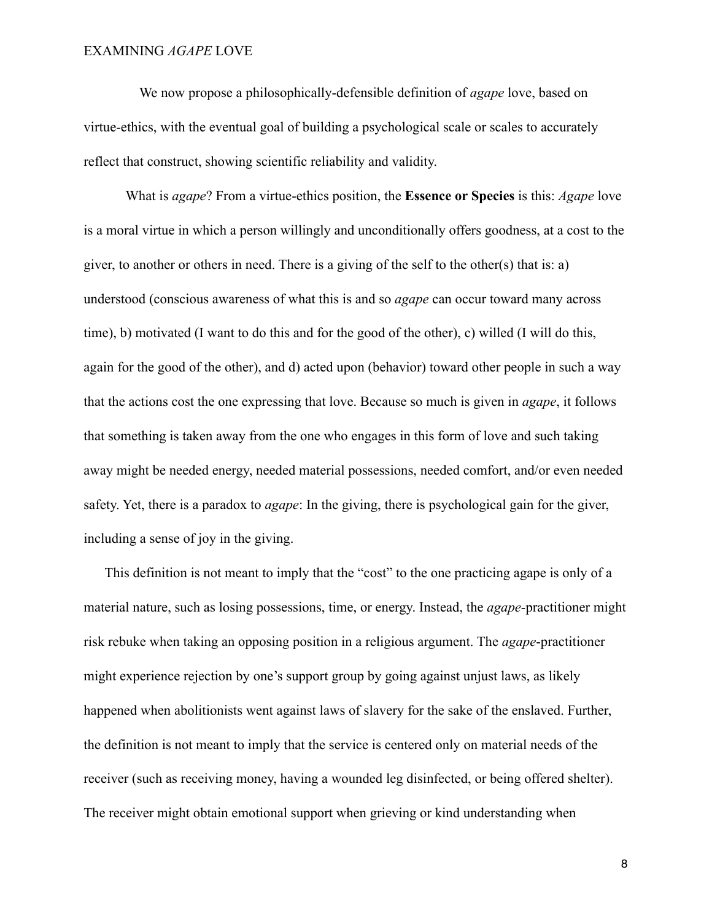We now propose a philosophically-defensible definition of *agape* love, based on virtue-ethics, with the eventual goal of building a psychological scale or scales to accurately reflect that construct, showing scientific reliability and validity.

What is *agape*? From a virtue-ethics position, the **Essence or Species** is this: *Agape* love is a moral virtue in which a person willingly and unconditionally offers goodness, at a cost to the giver, to another or others in need. There is a giving of the self to the other(s) that is: a) understood (conscious awareness of what this is and so *agape* can occur toward many across time), b) motivated (I want to do this and for the good of the other), c) willed (I will do this, again for the good of the other), and d) acted upon (behavior) toward other people in such a way that the actions cost the one expressing that love. Because so much is given in *agape*, it follows that something is taken away from the one who engages in this form of love and such taking away might be needed energy, needed material possessions, needed comfort, and/or even needed safety. Yet, there is a paradox to *agape*: In the giving, there is psychological gain for the giver, including a sense of joy in the giving.

This definition is not meant to imply that the "cost" to the one practicing agape is only of a material nature, such as losing possessions, time, or energy. Instead, the *agape*-practitioner might risk rebuke when taking an opposing position in a religious argument. The *agape*-practitioner might experience rejection by one's support group by going against unjust laws, as likely happened when abolitionists went against laws of slavery for the sake of the enslaved. Further, the definition is not meant to imply that the service is centered only on material needs of the receiver (such as receiving money, having a wounded leg disinfected, or being offered shelter). The receiver might obtain emotional support when grieving or kind understanding when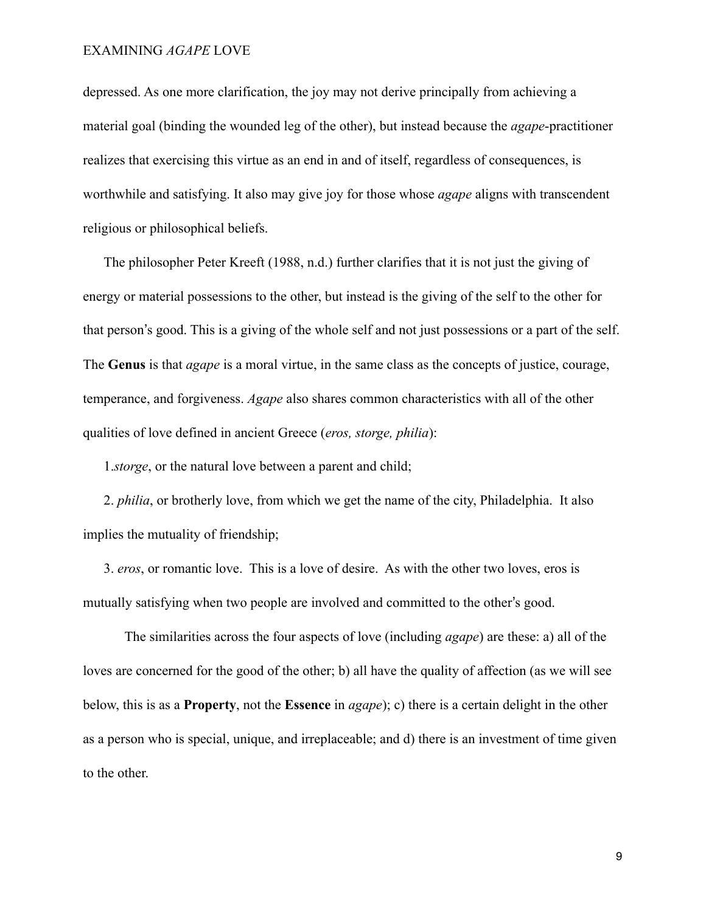depressed. As one more clarification, the joy may not derive principally from achieving a material goal (binding the wounded leg of the other), but instead because the *agape*-practitioner realizes that exercising this virtue as an end in and of itself, regardless of consequences, is worthwhile and satisfying. It also may give joy for those whose *agape* aligns with transcendent religious or philosophical beliefs.

The philosopher Peter Kreeft (1988, n.d.) further clarifies that it is not just the giving of energy or material possessions to the other, but instead is the giving of the self to the other for that person's good. This is a giving of the whole self and not just possessions or a part of the self. The **Genus** is that *agape* is a moral virtue, in the same class as the concepts of justice, courage, temperance, and forgiveness. *Agape* also shares common characteristics with all of the other qualities of love defined in ancient Greece (*eros, storge, philia*):

1. *storge*, or the natural love between a parent and child;

2. *philia*, or brotherly love, from which we get the name of the city, Philadelphia. It also implies the mutuality of friendship;

3. *eros*, or romantic love. This is a love of desire. As with the other two loves, eros is mutually satisfying when two people are involved and committed to the other's good.

The similarities across the four aspects of love (including *agape*) are these: a) all of the loves are concerned for the good of the other; b) all have the quality of affection (as we will see below, this is as a **Property**, not the **Essence** in *agape*); c) there is a certain delight in the other as a person who is special, unique, and irreplaceable; and d) there is an investment of time given to the other.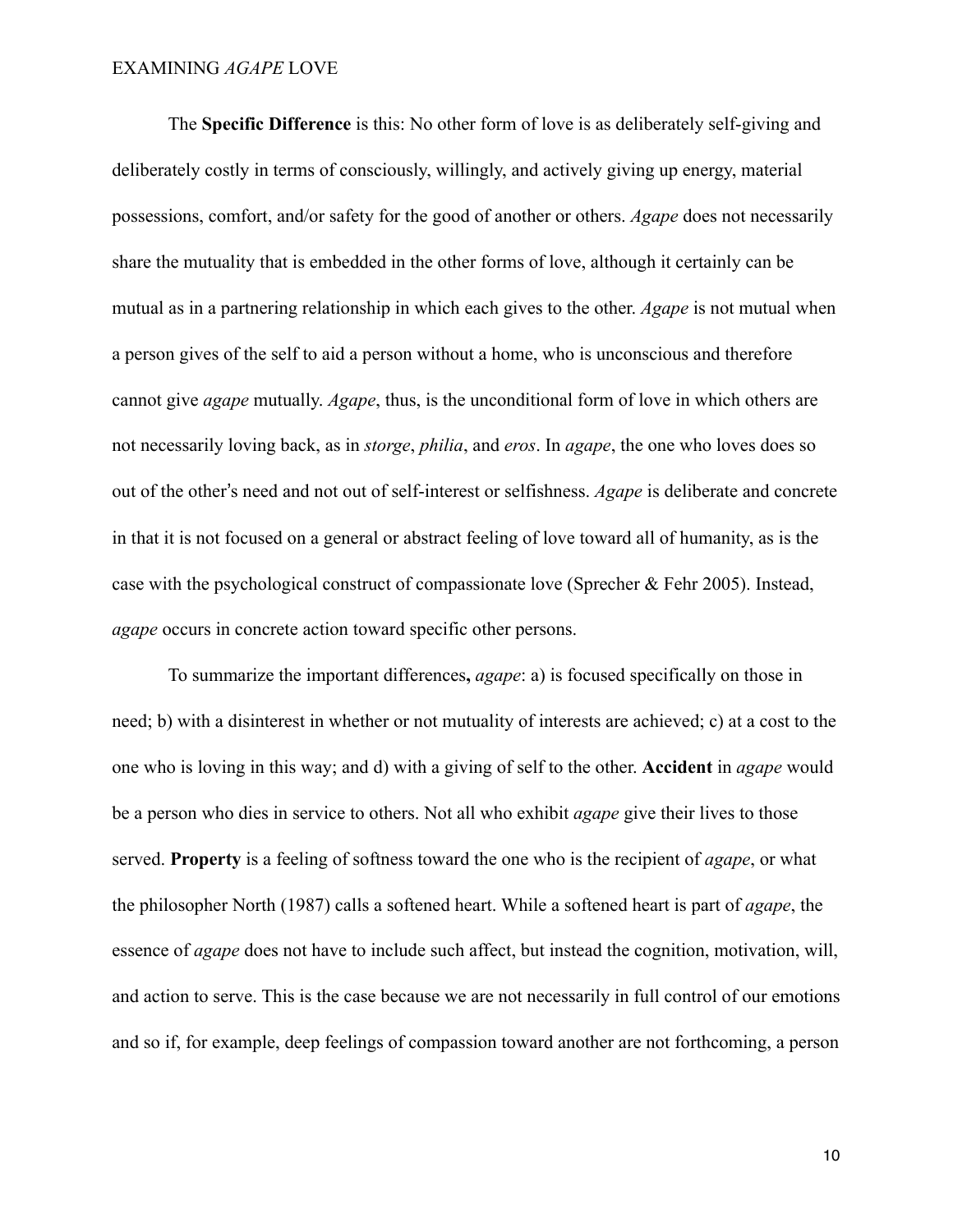The **Specific Difference** is this: No other form of love is as deliberately self-giving and deliberately costly in terms of consciously, willingly, and actively giving up energy, material possessions, comfort, and/or safety for the good of another or others. *Agape* does not necessarily share the mutuality that is embedded in the other forms of love, although it certainly can be mutual as in a partnering relationship in which each gives to the other. *Agape* is not mutual when a person gives of the self to aid a person without a home, who is unconscious and therefore cannot give *agape* mutually. *Agape*, thus, is the unconditional form of love in which others are not necessarily loving back, as in *storge*, *philia*, and *eros*. In *agape*, the one who loves does so out of the other's need and not out of self-interest or selfishness. *Agape* is deliberate and concrete in that it is not focused on a general or abstract feeling of love toward all of humanity, as is the case with the psychological construct of compassionate love (Sprecher & Fehr 2005). Instead, *agape* occurs in concrete action toward specific other persons.

To summarize the important differences**,** *agape*: a) is focused specifically on those in need; b) with a disinterest in whether or not mutuality of interests are achieved; c) at a cost to the one who is loving in this way; and d) with a giving of self to the other. **Accident** in *agape* would be a person who dies in service to others. Not all who exhibit *agape* give their lives to those served. **Property** is a feeling of softness toward the one who is the recipient of *agape*, or what the philosopher North (1987) calls a softened heart. While a softened heart is part of *agape*, the essence of *agape* does not have to include such affect, but instead the cognition, motivation, will, and action to serve. This is the case because we are not necessarily in full control of our emotions and so if, for example, deep feelings of compassion toward another are not forthcoming, a person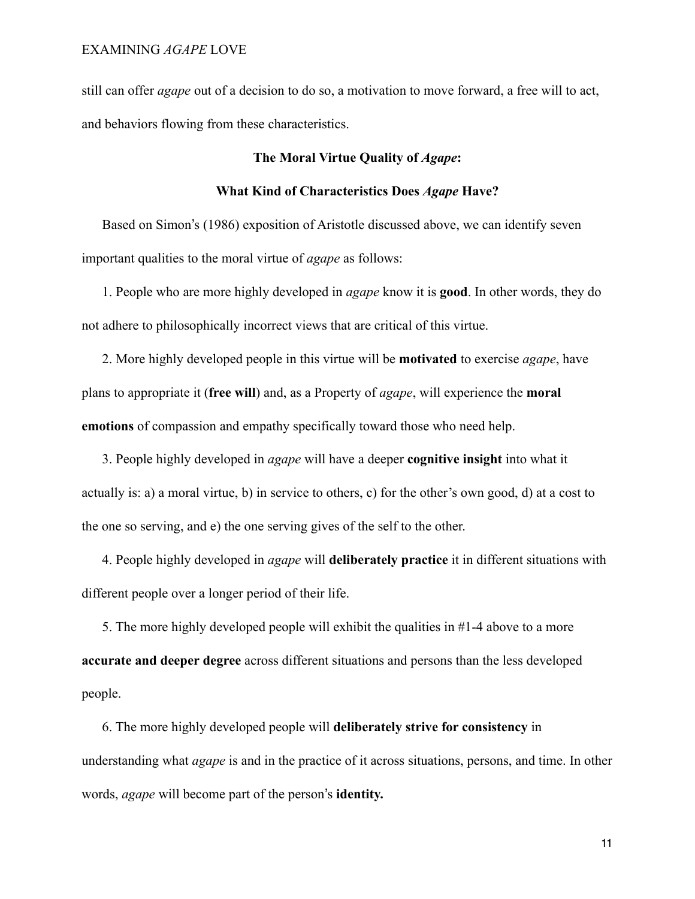still can offer *agape* out of a decision to do so, a motivation to move forward, a free will to act, and behaviors flowing from these characteristics.

## The Moral Virtue Quality of *Agape*:

## What Kind of Characteristics Does *Agape* Have?

Based on Simon's (1986) exposition of Aristotle discussed above, we can identify seven important qualities to the moral virtue of *agape* as follows:

1. People who are more highly developed in *agape* know it is **good**. In other words, they do not adhere to philosophically incorrect views that are critical of this virtue.

2. More highly developed people in this virtue will be **motivated** to exercise *agape*, have plans to appropriate it (**free will**) and, as a Property of *agape*, will experience the **moral emotions** of compassion and empathy specifically toward those who need help.

3. People highly developed in *agape* will have a deeper **cognitive insight** into what it actually is: a) a moral virtue, b) in service to others, c) for the other's own good, d) at a cost to the one so serving, and e) the one serving gives of the self to the other.

4. People highly developed in *agape* will **deliberately practice** it in different situations with different people over a longer period of their life.

5. The more highly developed people will exhibit the qualities in #1-4 above to a more **accurate and deeper degree** across different situations and persons than the less developed people.

6. The more highly developed people will **deliberately strive for consistency** in understanding what *agape* is and in the practice of it across situations, persons, and time. In other words, *agape* will become part of the person's **identity.**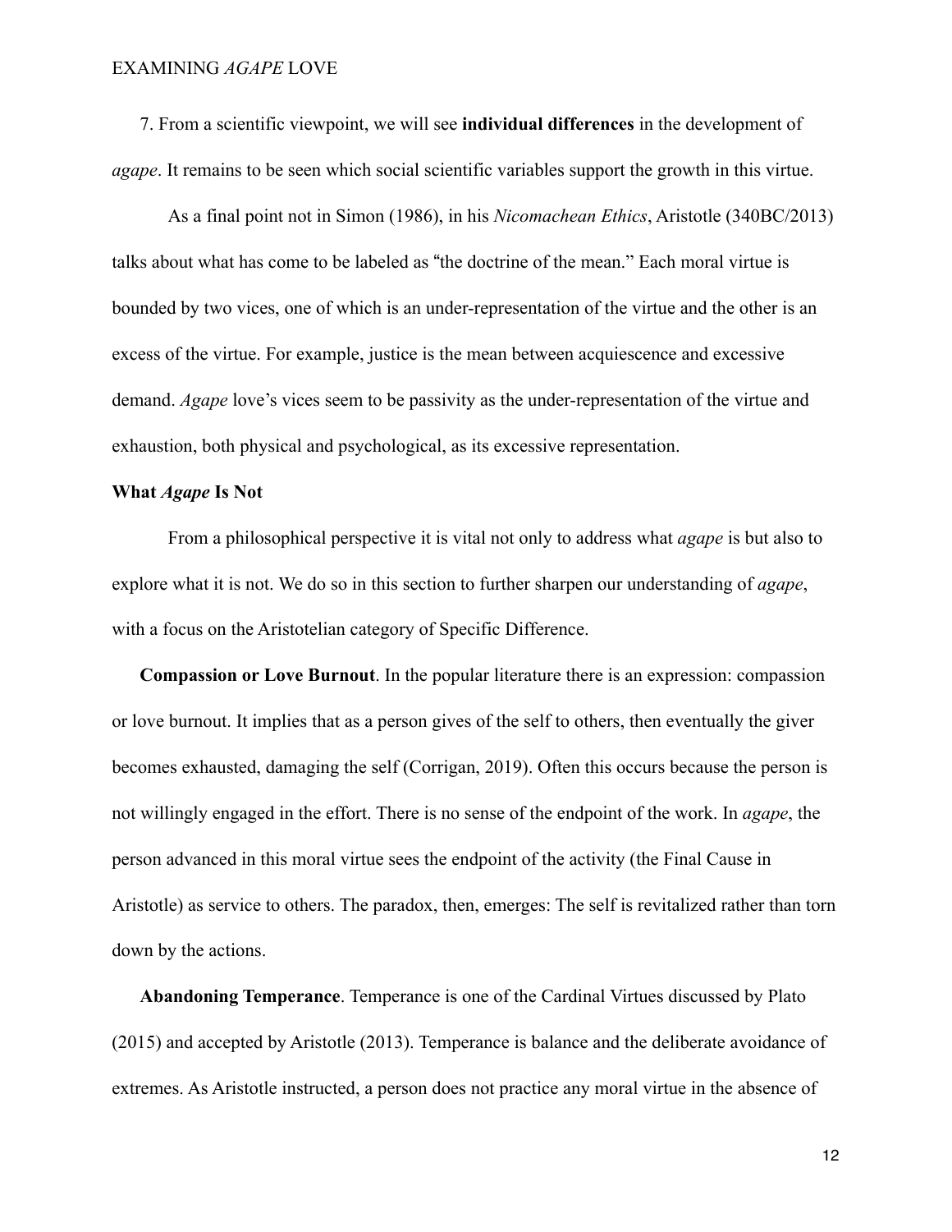7. From a scientific viewpoint, we will see **individual differences** in the development of *agape*. It remains to be seen which social scientific variables support the growth in this virtue.

As a final point not in Simon (1986), in his *Nicomachean Ethics*, Aristotle (340BC/2013) talks about what has come to be labeled as "the doctrine of the mean." Each moral virtue is bounded by two vices, one of which is an under-representation of the virtue and the other is an excess of the virtue. For example, justice is the mean between acquiescence and excessive demand. *Agape* love's vices seem to be passivity as the under-representation of the virtue and exhaustion, both physical and psychological, as its excessive representation.

## What *Agape* Is Not

From a philosophical perspective it is vital not only to address what *agape* is but also to explore what it is not. We do so in this section to further sharpen our understanding of *agape*, with a focus on the Aristotelian category of Specific Difference.

**Compassion or Love Burnout**. In the popular literature there is an expression: compassion or love burnout. It implies that as a person gives of the self to others, then eventually the giver becomes exhausted, damaging the self (Corrigan, 2019). Often this occurs because the person is not willingly engaged in the effort. There is no sense of the endpoint of the work. In *agape*, the person advanced in this moral virtue sees the endpoint of the activity (the Final Cause in Aristotle) as service to others. The paradox, then, emerges: The self is revitalized rather than torn down by the actions.

**Abandoning Temperance**. Temperance is one of the Cardinal Virtues discussed by Plato (2015) and accepted by Aristotle (2013). Temperance is balance and the deliberate avoidance of extremes. As Aristotle instructed, a person does not practice any moral virtue in the absence of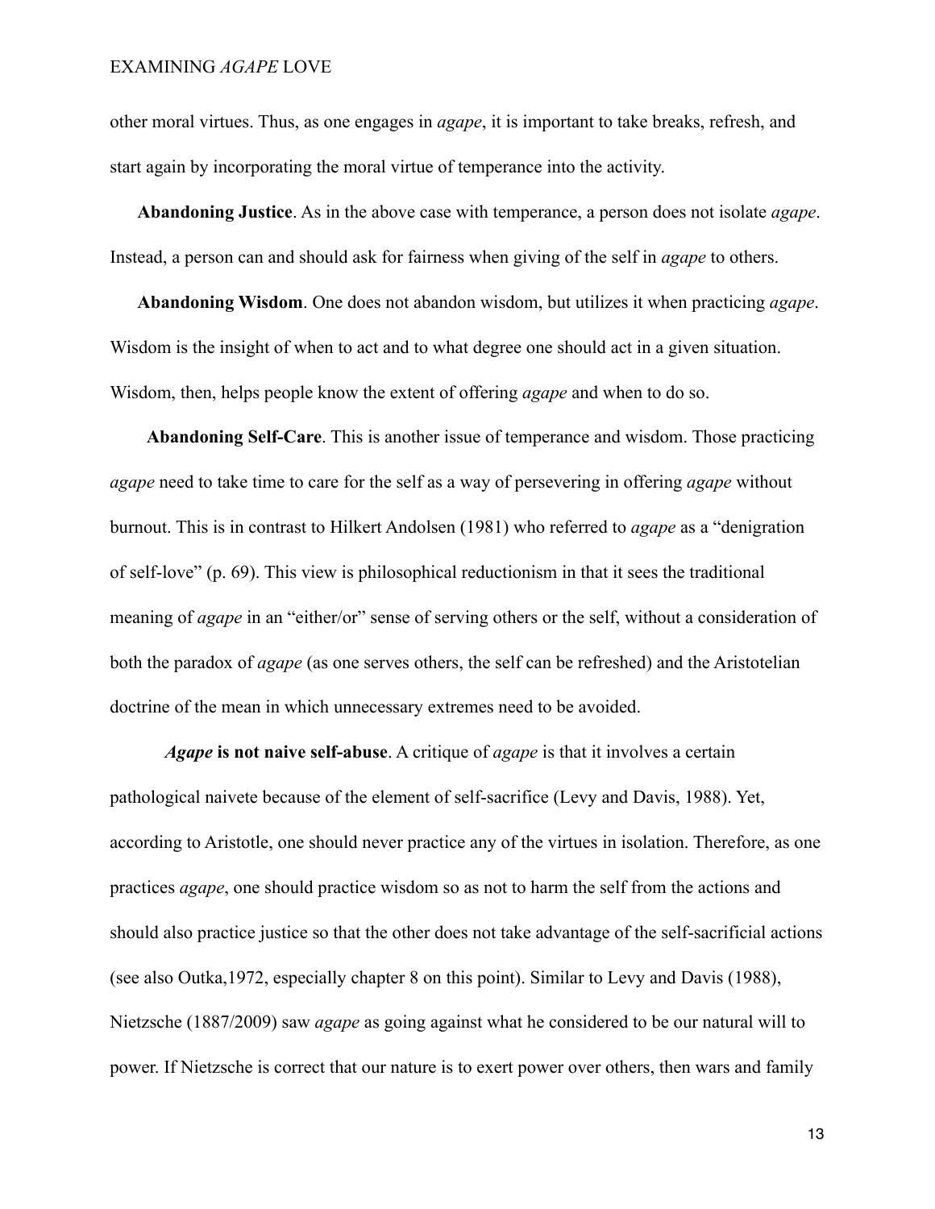other moral virtues. Thus, as one engages in *agape*, it is important to take breaks, refresh, and start again by incorporating the moral virtue of temperance into the activity.

**Abandoning Justice**. As in the above case with temperance, a person does not isolate *agape*. Instead, a person can and should ask for fairness when giving of the self in *agape* to others.

**Abandoning Wisdom**. One does not abandon wisdom, but utilizes it when practicing *agape*. Wisdom is the insight of when to act and to what degree one should act in a given situation. Wisdom, then, helps people know the extent of offering *agape* and when to do so.

**Abandoning Self-Care**. This is another issue of temperance and wisdom. Those practicing *agape* need to take time to care for the self as a way of persevering in offering *agape* without burnout. This is in contrast to Hilkert Andolsen (1981) who referred to *agape* as a "denigration of self-love" (p. 69). This view is philosophical reductionism in that it sees the traditional meaning of *agape* in an "either/or" sense of serving others or the self, without a consideration of both the paradox of *agape* (as one serves others, the self can be refreshed) and the Aristotelian doctrine of the mean in which unnecessary extremes need to be avoided.

***Agape* is not naive self-abuse**. A critique of *agape* is that it involves a certain pathological naivete because of the element of self-sacrifice (Levy and Davis, 1988). Yet, according to Aristotle, one should never practice any of the virtues in isolation. Therefore, as one practices *agape*, one should practice wisdom so as not to harm the self from the actions and should also practice justice so that the other does not take advantage of the self-sacrificial actions (see also Outka,1972, especially chapter 8 on this point). Similar to Levy and Davis (1988), Nietzsche (1887/2009) saw *agape* as going against what he considered to be our natural will to power. If Nietzsche is correct that our nature is to exert power over others, then wars and family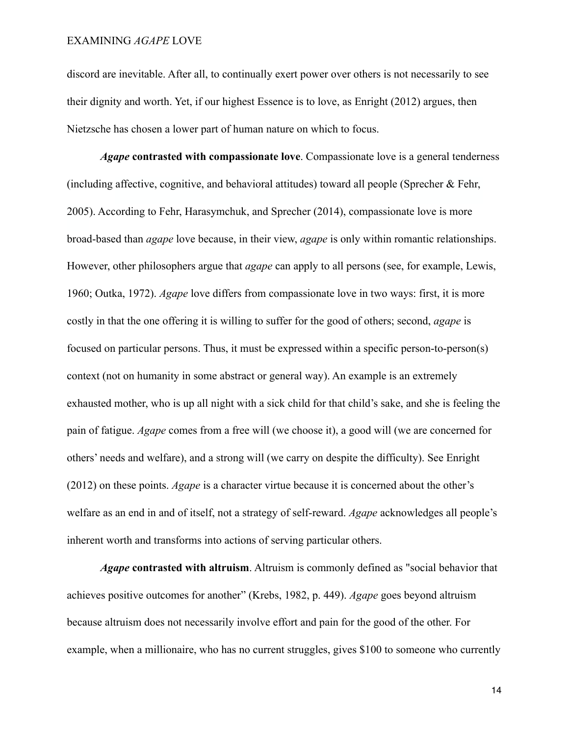discord are inevitable. After all, to continually exert power over others is not necessarily to see their dignity and worth. Yet, if our highest Essence is to love, as Enright (2012) argues, then Nietzsche has chosen a lower part of human nature on which to focus.

***Agape* contrasted with compassionate love**. Compassionate love is a general tenderness (including affective, cognitive, and behavioral attitudes) toward all people (Sprecher & Fehr, 2005). According to Fehr, Harasymchuk, and Sprecher (2014), compassionate love is more broad-based than *agape* love because, in their view, *agape* is only within romantic relationships. However, other philosophers argue that *agape* can apply to all persons (see, for example, Lewis, 1960; Outka, 1972). *Agape* love differs from compassionate love in two ways: first, it is more costly in that the one offering it is willing to suffer for the good of others; second, *agape* is focused on particular persons. Thus, it must be expressed within a specific person-to-person(s) context (not on humanity in some abstract or general way). An example is an extremely exhausted mother, who is up all night with a sick child for that child's sake, and she is feeling the pain of fatigue. *Agape* comes from a free will (we choose it), a good will (we are concerned for others' needs and welfare), and a strong will (we carry on despite the difficulty). See Enright (2012) on these points. *Agape* is a character virtue because it is concerned about the other's welfare as an end in and of itself, not a strategy of self-reward. *Agape* acknowledges all people's inherent worth and transforms into actions of serving particular others.

***Agape* contrasted with altruism**. Altruism is commonly defined as "social behavior that achieves positive outcomes for another" (Krebs, 1982, p. 449). *Agape* goes beyond altruism because altruism does not necessarily involve effort and pain for the good of the other. For example, when a millionaire, who has no current struggles, gives $100 to someone who currently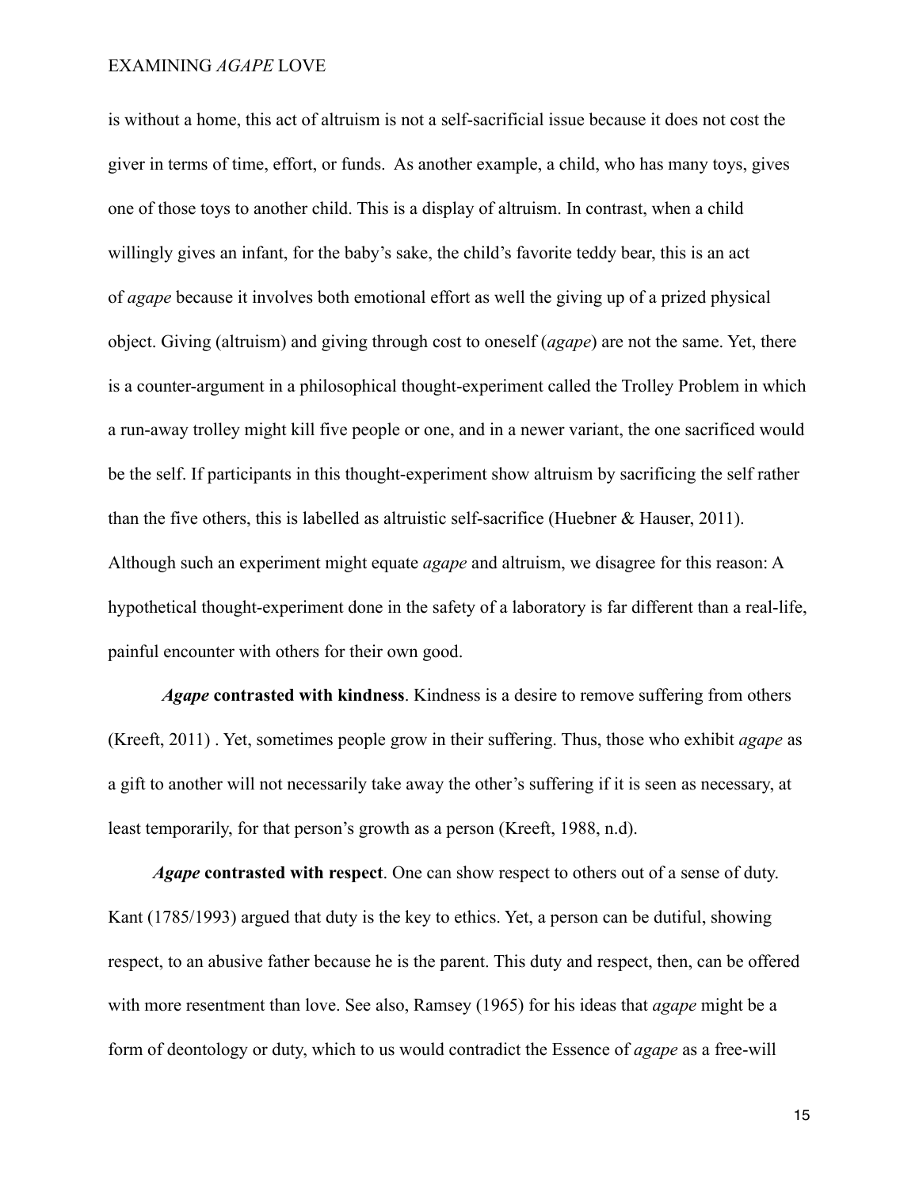is without a home, this act of altruism is not a self-sacrificial issue because it does not cost the giver in terms of time, effort, or funds. As another example, a child, who has many toys, gives one of those toys to another child. This is a display of altruism. In contrast, when a child willingly gives an infant, for the baby's sake, the child's favorite teddy bear, this is an act of *agape* because it involves both emotional effort as well the giving up of a prized physical object. Giving (altruism) and giving through cost to oneself (*agape*) are not the same. Yet, there is a counter-argument in a philosophical thought-experiment called the Trolley Problem in which a run-away trolley might kill five people or one, and in a newer variant, the one sacrificed would be the self. If participants in this thought-experiment show altruism by sacrificing the self rather than the five others, this is labelled as altruistic self-sacrifice (Huebner & Hauser, 2011). Although such an experiment might equate *agape* and altruism, we disagree for this reason: A hypothetical thought-experiment done in the safety of a laboratory is far different than a real-life, painful encounter with others for their own good.

***Agape* contrasted with kindness**. Kindness is a desire to remove suffering from others (Kreeft, 2011) . Yet, sometimes people grow in their suffering. Thus, those who exhibit *agape* as a gift to another will not necessarily take away the other's suffering if it is seen as necessary, at least temporarily, for that person's growth as a person (Kreeft, 1988, n.d).

***Agape* contrasted with respect**. One can show respect to others out of a sense of duty. Kant (1785/1993) argued that duty is the key to ethics. Yet, a person can be dutiful, showing respect, to an abusive father because he is the parent. This duty and respect, then, can be offered with more resentment than love. See also, Ramsey (1965) for his ideas that *agape* might be a form of deontology or duty, which to us would contradict the Essence of *agape* as a free-will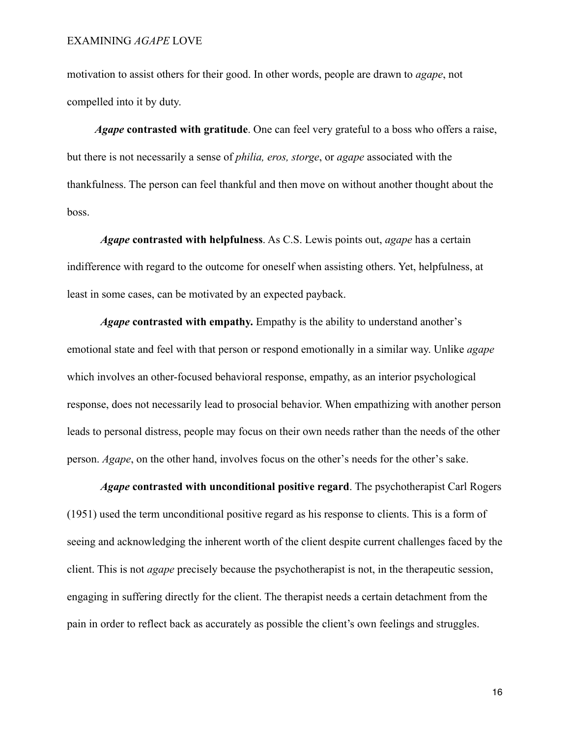motivation to assist others for their good. In other words, people are drawn to *agape*, not compelled into it by duty.

***Agape* contrasted with gratitude**. One can feel very grateful to a boss who offers a raise, but there is not necessarily a sense of *philia, eros, storge*, or *agape* associated with the thankfulness. The person can feel thankful and then move on without another thought about the boss.

***Agape* contrasted with helpfulness**. As C.S. Lewis points out, *agape* has a certain indifference with regard to the outcome for oneself when assisting others. Yet, helpfulness, at least in some cases, can be motivated by an expected payback.

***Agape* contrasted with empathy.** Empathy is the ability to understand another's emotional state and feel with that person or respond emotionally in a similar way. Unlike *agape* which involves an other-focused behavioral response, empathy, as an interior psychological response, does not necessarily lead to prosocial behavior. When empathizing with another person leads to personal distress, people may focus on their own needs rather than the needs of the other person. *Agape*, on the other hand, involves focus on the other's needs for the other's sake.

***Agape* contrasted with unconditional positive regard**. The psychotherapist Carl Rogers (1951) used the term unconditional positive regard as his response to clients. This is a form of seeing and acknowledging the inherent worth of the client despite current challenges faced by the client. This is not *agape* precisely because the psychotherapist is not, in the therapeutic session, engaging in suffering directly for the client. The therapist needs a certain detachment from the pain in order to reflect back as accurately as possible the client's own feelings and struggles.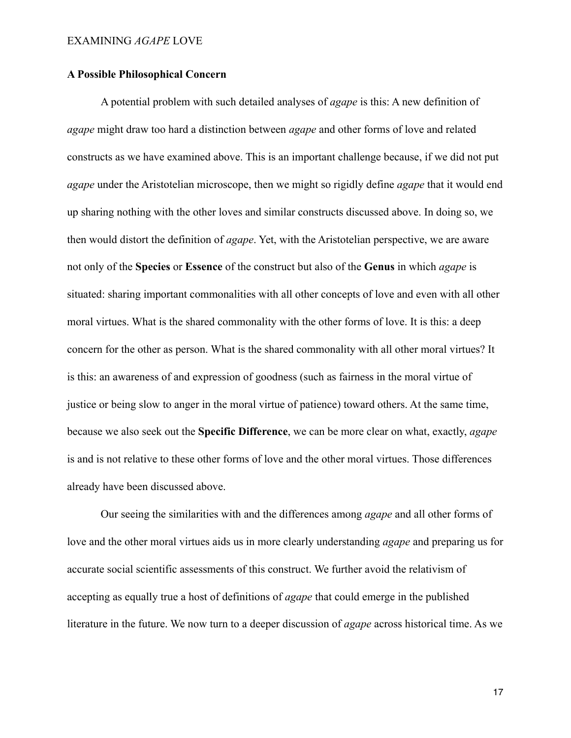**A Possible Philosophical Concern**

A potential problem with such detailed analyses of *agape* is this: A new definition of *agape* might draw too hard a distinction between *agape* and other forms of love and related constructs as we have examined above. This is an important challenge because, if we did not put *agape* under the Aristotelian microscope, then we might so rigidly define *agape* that it would end up sharing nothing with the other loves and similar constructs discussed above. In doing so, we then would distort the definition of *agape*. Yet, with the Aristotelian perspective, we are aware not only of the **Species** or **Essence** of the construct but also of the **Genus** in which *agape* is situated: sharing important commonalities with all other concepts of love and even with all other moral virtues. What is the shared commonality with the other forms of love. It is this: a deep concern for the other as person. What is the shared commonality with all other moral virtues? It is this: an awareness of and expression of goodness (such as fairness in the moral virtue of justice or being slow to anger in the moral virtue of patience) toward others. At the same time, because we also seek out the **Specific Difference**, we can be more clear on what, exactly, *agape* is and is not relative to these other forms of love and the other moral virtues. Those differences already have been discussed above.

Our seeing the similarities with and the differences among *agape* and all other forms of love and the other moral virtues aids us in more clearly understanding *agape* and preparing us for accurate social scientific assessments of this construct. We further avoid the relativism of accepting as equally true a host of definitions of *agape* that could emerge in the published literature in the future. We now turn to a deeper discussion of *agape* across historical time. As we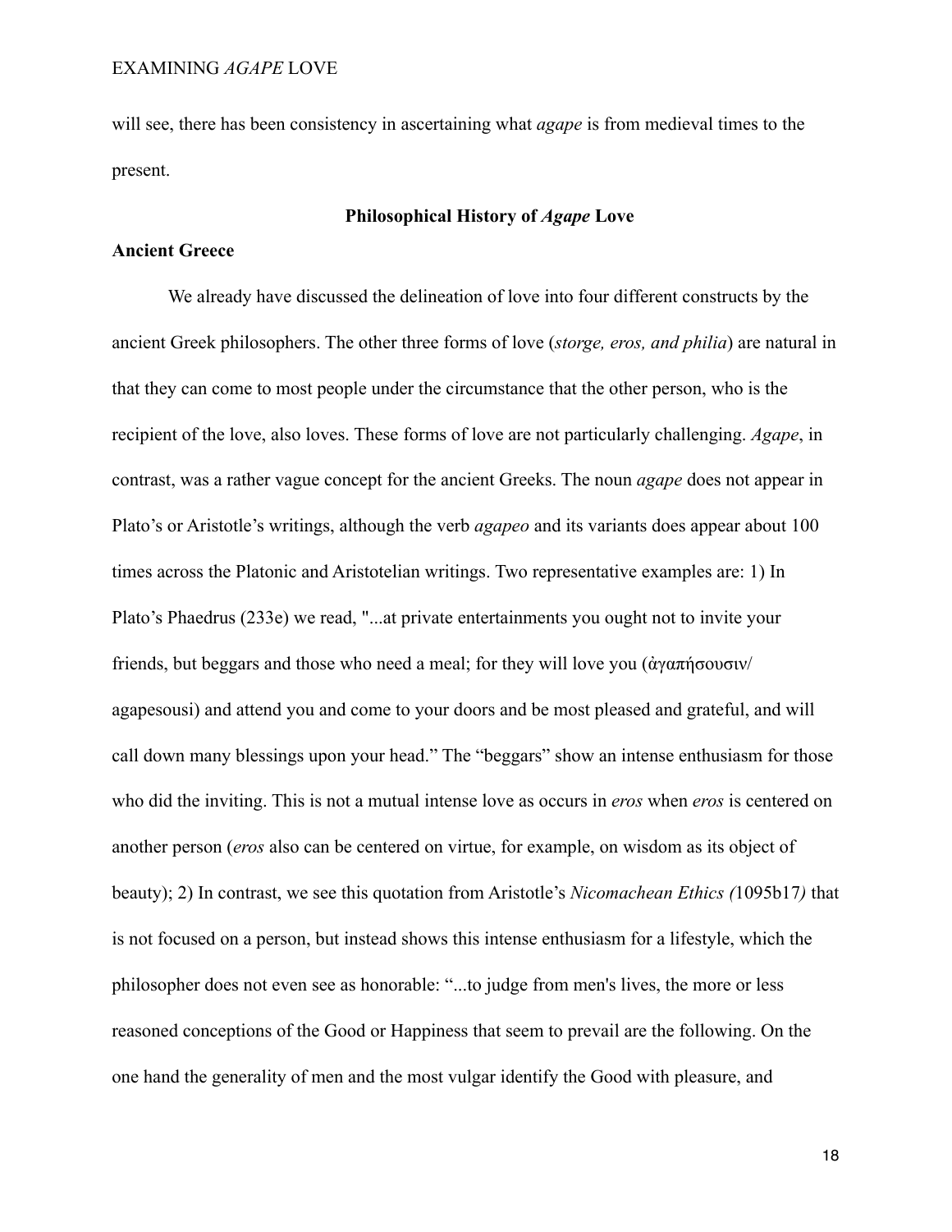will see, there has been consistency in ascertaining what *agape* is from medieval times to the present.

## Philosophical History of *Agape* Love

### Ancient Greece

We already have discussed the delineation of love into four different constructs by the ancient Greek philosophers. The other three forms of love (*storge, eros, and philia*) are natural in that they can come to most people under the circumstance that the other person, who is the recipient of the love, also loves. These forms of love are not particularly challenging. *Agape*, in contrast, was a rather vague concept for the ancient Greeks. The noun *agape* does not appear in Plato's or Aristotle's writings, although the verb *agapeo* and its variants does appear about 100 times across the Platonic and Aristotelian writings. Two representative examples are: 1) In Plato's Phaedrus (233e) we read, "...at private entertainments you ought not to invite your friends, but beggars and those who need a meal; for they will love you (ἀγαπήσουσιν/agapesousi) and attend you and come to your doors and be most pleased and grateful, and will call down many blessings upon your head." The "beggars" show an intense enthusiasm for those who did the inviting. This is not a mutual intense love as occurs in *eros* when *eros* is centered on another person (*eros* also can be centered on virtue, for example, on wisdom as its object of beauty); 2) In contrast, we see this quotation from Aristotle's *Nicomachean Ethics (*1095b17*)* that is not focused on a person, but instead shows this intense enthusiasm for a lifestyle, which the philosopher does not even see as honorable: "...to judge from men's lives, the more or less reasoned conceptions of the Good or Happiness that seem to prevail are the following. On the one hand the generality of men and the most vulgar identify the Good with pleasure, and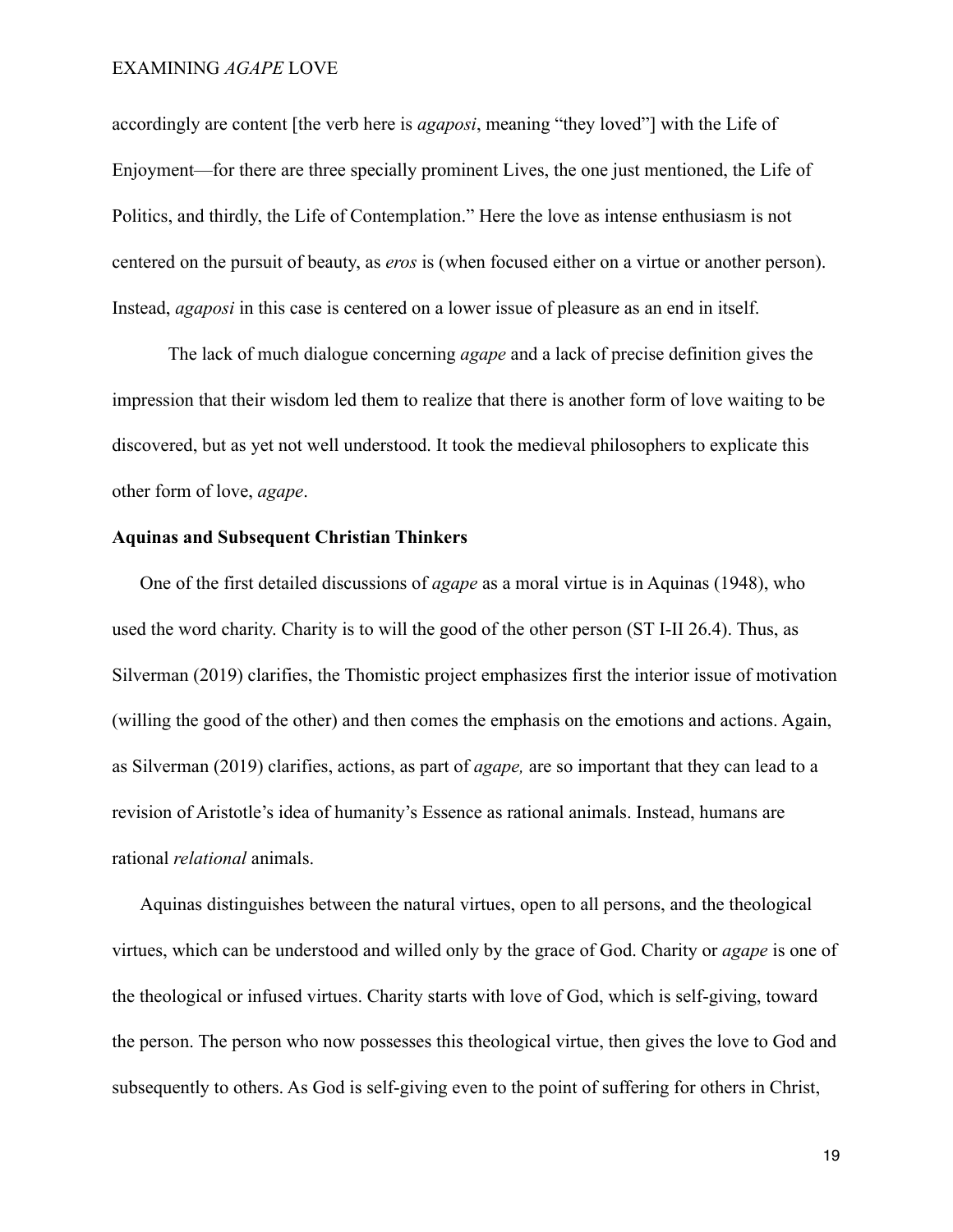accordingly are content [the verb here is *agaposi*, meaning "they loved"] with the Life of Enjoyment—for there are three specially prominent Lives, the one just mentioned, the Life of Politics, and thirdly, the Life of Contemplation." Here the love as intense enthusiasm is not centered on the pursuit of beauty, as *eros* is (when focused either on a virtue or another person). Instead, *agaposi* in this case is centered on a lower issue of pleasure as an end in itself.

The lack of much dialogue concerning *agape* and a lack of precise definition gives the impression that their wisdom led them to realize that there is another form of love waiting to be discovered, but as yet not well understood. It took the medieval philosophers to explicate this other form of love, *agape*.

**Aquinas and Subsequent Christian Thinkers**

One of the first detailed discussions of *agape* as a moral virtue is in Aquinas (1948), who used the word charity. Charity is to will the good of the other person (ST I-II 26.4). Thus, as Silverman (2019) clarifies, the Thomistic project emphasizes first the interior issue of motivation (willing the good of the other) and then comes the emphasis on the emotions and actions. Again, as Silverman (2019) clarifies, actions, as part of *agape,* are so important that they can lead to a revision of Aristotle's idea of humanity's Essence as rational animals. Instead, humans are rational *relational* animals.

Aquinas distinguishes between the natural virtues, open to all persons, and the theological virtues, which can be understood and willed only by the grace of God. Charity or *agape* is one of the theological or infused virtues. Charity starts with love of God, which is self-giving, toward the person. The person who now possesses this theological virtue, then gives the love to God and subsequently to others. As God is self-giving even to the point of suffering for others in Christ,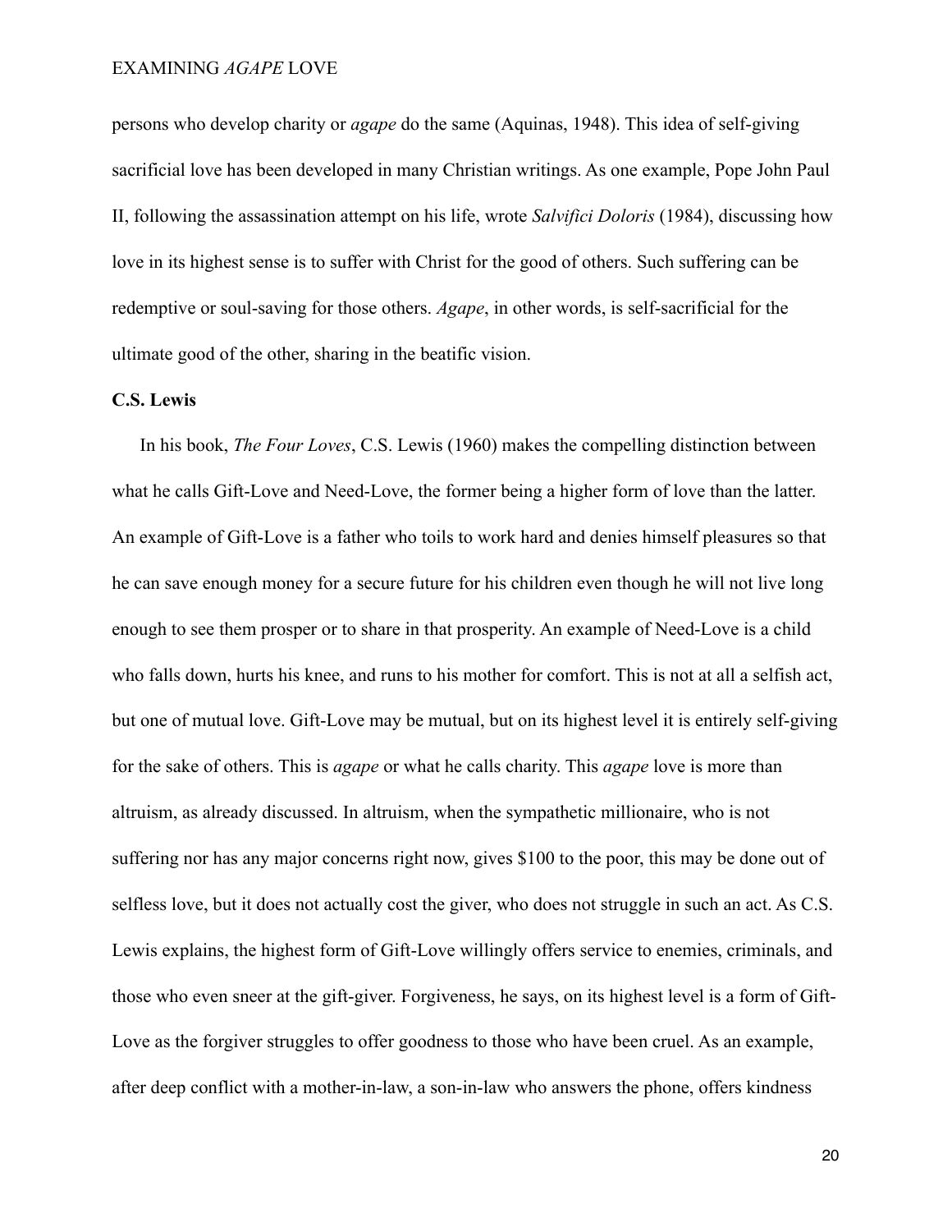persons who develop charity or *agape* do the same (Aquinas, 1948). This idea of self-giving sacrificial love has been developed in many Christian writings. As one example, Pope John Paul II, following the assassination attempt on his life, wrote *Salvifici Doloris* (1984), discussing how love in its highest sense is to suffer with Christ for the good of others. Such suffering can be redemptive or soul-saving for those others. *Agape*, in other words, is self-sacrificial for the ultimate good of the other, sharing in the beatific vision.

**C.S. Lewis**

In his book, *The Four Loves*, C.S. Lewis (1960) makes the compelling distinction between what he calls Gift-Love and Need-Love, the former being a higher form of love than the latter. An example of Gift-Love is a father who toils to work hard and denies himself pleasures so that he can save enough money for a secure future for his children even though he will not live long enough to see them prosper or to share in that prosperity. An example of Need-Love is a child who falls down, hurts his knee, and runs to his mother for comfort. This is not at all a selfish act, but one of mutual love. Gift-Love may be mutual, but on its highest level it is entirely self-giving for the sake of others. This is *agape* or what he calls charity. This *agape* love is more than altruism, as already discussed. In altruism, when the sympathetic millionaire, who is not suffering nor has any major concerns right now, gives $100 to the poor, this may be done out of selfless love, but it does not actually cost the giver, who does not struggle in such an act. As C.S. Lewis explains, the highest form of Gift-Love willingly offers service to enemies, criminals, and those who even sneer at the gift-giver. Forgiveness, he says, on its highest level is a form of Gift-Love as the forgiver struggles to offer goodness to those who have been cruel. As an example, after deep conflict with a mother-in-law, a son-in-law who answers the phone, offers kindness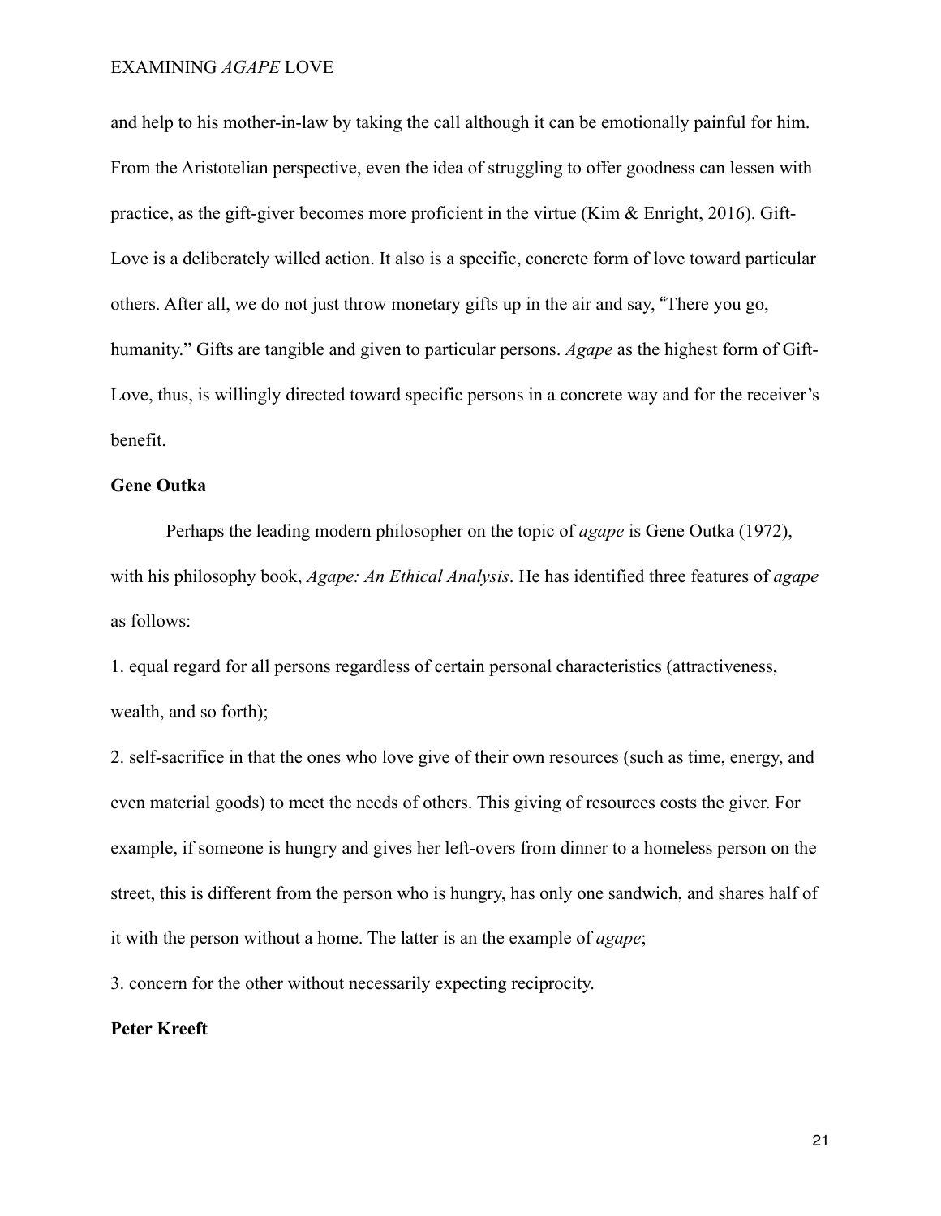and help to his mother-in-law by taking the call although it can be emotionally painful for him. From the Aristotelian perspective, even the idea of struggling to offer goodness can lessen with practice, as the gift-giver becomes more proficient in the virtue (Kim & Enright, 2016). Gift-Love is a deliberately willed action. It also is a specific, concrete form of love toward particular others. After all, we do not just throw monetary gifts up in the air and say, "There you go, humanity." Gifts are tangible and given to particular persons. *Agape* as the highest form of Gift-Love, thus, is willingly directed toward specific persons in a concrete way and for the receiver's benefit.

### Gene Outka

Perhaps the leading modern philosopher on the topic of *agape* is Gene Outka (1972), with his philosophy book, *Agape: An Ethical Analysis*. He has identified three features of *agape* as follows:

1. equal regard for all persons regardless of certain personal characteristics (attractiveness, wealth, and so forth);
2. self-sacrifice in that the ones who love give of their own resources (such as time, energy, and even material goods) to meet the needs of others. This giving of resources costs the giver. For example, if someone is hungry and gives her left-overs from dinner to a homeless person on the street, this is different from the person who is hungry, has only one sandwich, and shares half of it with the person without a home. The latter is an the example of *agape*;
3. concern for the other without necessarily expecting reciprocity.

### Peter Kreeft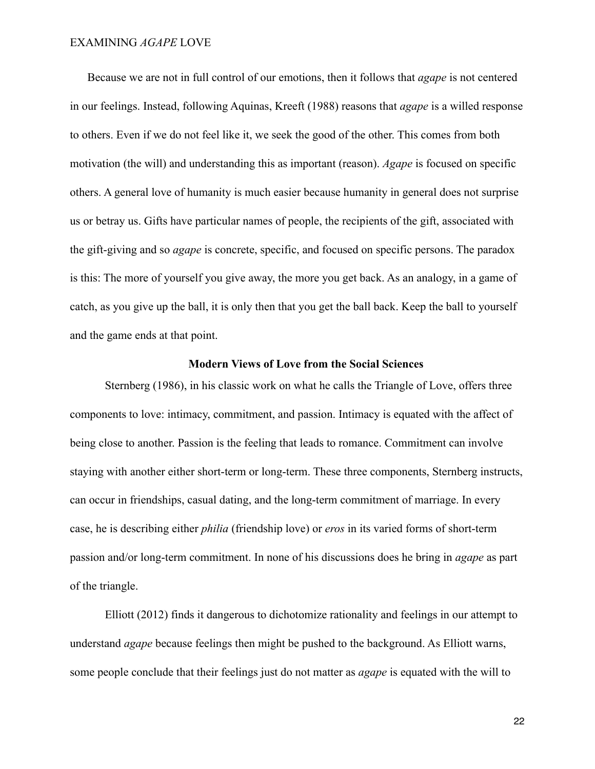Because we are not in full control of our emotions, then it follows that *agape* is not centered in our feelings. Instead, following Aquinas, Kreeft (1988) reasons that *agape* is a willed response to others. Even if we do not feel like it, we seek the good of the other. This comes from both motivation (the will) and understanding this as important (reason). *Agape* is focused on specific others. A general love of humanity is much easier because humanity in general does not surprise us or betray us. Gifts have particular names of people, the recipients of the gift, associated with the gift-giving and so *agape* is concrete, specific, and focused on specific persons. The paradox is this: The more of yourself you give away, the more you get back. As an analogy, in a game of catch, as you give up the ball, it is only then that you get the ball back. Keep the ball to yourself and the game ends at that point.

## Modern Views of Love from the Social Sciences

Sternberg (1986), in his classic work on what he calls the Triangle of Love, offers three components to love: intimacy, commitment, and passion. Intimacy is equated with the affect of being close to another. Passion is the feeling that leads to romance. Commitment can involve staying with another either short-term or long-term. These three components, Sternberg instructs, can occur in friendships, casual dating, and the long-term commitment of marriage. In every case, he is describing either *philia* (friendship love) or *eros* in its varied forms of short-term passion and/or long-term commitment. In none of his discussions does he bring in *agape* as part of the triangle.

Elliott (2012) finds it dangerous to dichotomize rationality and feelings in our attempt to understand *agape* because feelings then might be pushed to the background. As Elliott warns, some people conclude that their feelings just do not matter as *agape* is equated with the will to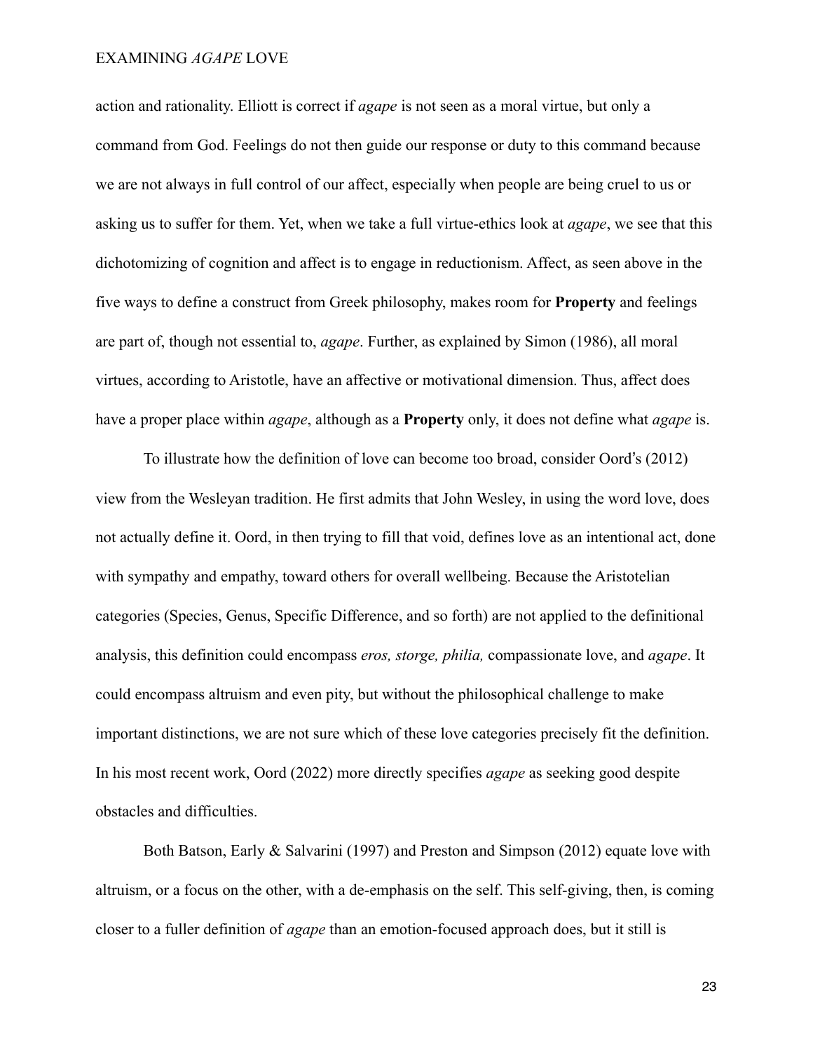action and rationality. Elliott is correct if *agape* is not seen as a moral virtue, but only a command from God. Feelings do not then guide our response or duty to this command because we are not always in full control of our affect, especially when people are being cruel to us or asking us to suffer for them. Yet, when we take a full virtue-ethics look at *agape*, we see that this dichotomizing of cognition and affect is to engage in reductionism. Affect, as seen above in the five ways to define a construct from Greek philosophy, makes room for **Property** and feelings are part of, though not essential to, *agape*. Further, as explained by Simon (1986), all moral virtues, according to Aristotle, have an affective or motivational dimension. Thus, affect does have a proper place within *agape*, although as a **Property** only, it does not define what *agape* is.

To illustrate how the definition of love can become too broad, consider Oord's (2012) view from the Wesleyan tradition. He first admits that John Wesley, in using the word love, does not actually define it. Oord, in then trying to fill that void, defines love as an intentional act, done with sympathy and empathy, toward others for overall wellbeing. Because the Aristotelian categories (Species, Genus, Specific Difference, and so forth) are not applied to the definitional analysis, this definition could encompass *eros, storge, philia,* compassionate love, and *agape*. It could encompass altruism and even pity, but without the philosophical challenge to make important distinctions, we are not sure which of these love categories precisely fit the definition. In his most recent work, Oord (2022) more directly specifies *agape* as seeking good despite obstacles and difficulties.

Both Batson, Early & Salvarini (1997) and Preston and Simpson (2012) equate love with altruism, or a focus on the other, with a de-emphasis on the self. This self-giving, then, is coming closer to a fuller definition of *agape* than an emotion-focused approach does, but it still is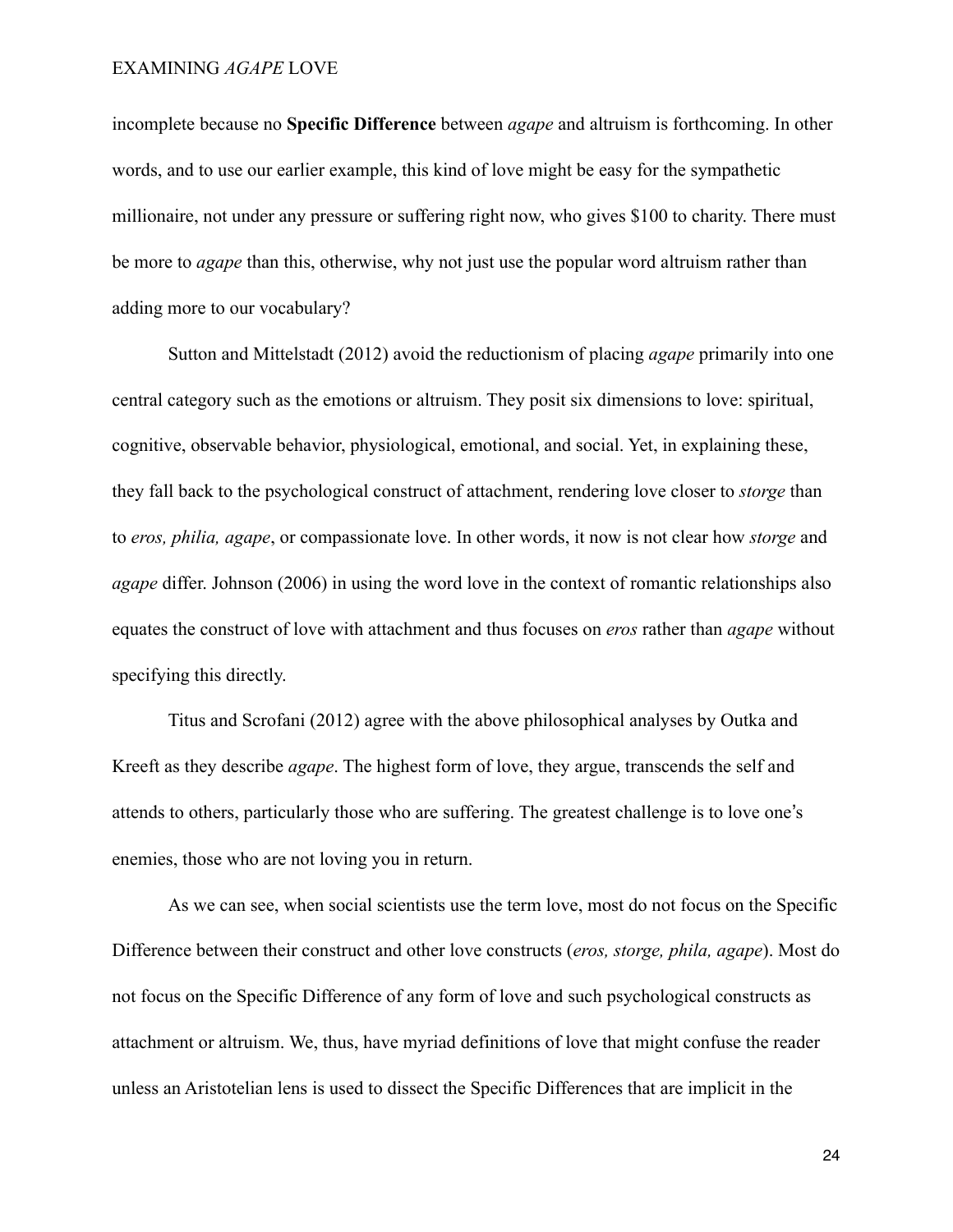incomplete because no **Specific Difference** between *agape* and altruism is forthcoming. In other words, and to use our earlier example, this kind of love might be easy for the sympathetic millionaire, not under any pressure or suffering right now, who gives $100 to charity. There must be more to *agape* than this, otherwise, why not just use the popular word altruism rather than adding more to our vocabulary?

Sutton and Mittelstadt (2012) avoid the reductionism of placing *agape* primarily into one central category such as the emotions or altruism. They posit six dimensions to love: spiritual, cognitive, observable behavior, physiological, emotional, and social. Yet, in explaining these, they fall back to the psychological construct of attachment, rendering love closer to *storge* than to *eros, philia, agape*, or compassionate love. In other words, it now is not clear how *storge* and *agape* differ. Johnson (2006) in using the word love in the context of romantic relationships also equates the construct of love with attachment and thus focuses on *eros* rather than *agape* without specifying this directly.

Titus and Scrofani (2012) agree with the above philosophical analyses by Outka and Kreeft as they describe *agape*. The highest form of love, they argue, transcends the self and attends to others, particularly those who are suffering. The greatest challenge is to love one's enemies, those who are not loving you in return.

As we can see, when social scientists use the term love, most do not focus on the Specific Difference between their construct and other love constructs (*eros, storge, phila, agape*). Most do not focus on the Specific Difference of any form of love and such psychological constructs as attachment or altruism. We, thus, have myriad definitions of love that might confuse the reader unless an Aristotelian lens is used to dissect the Specific Differences that are implicit in the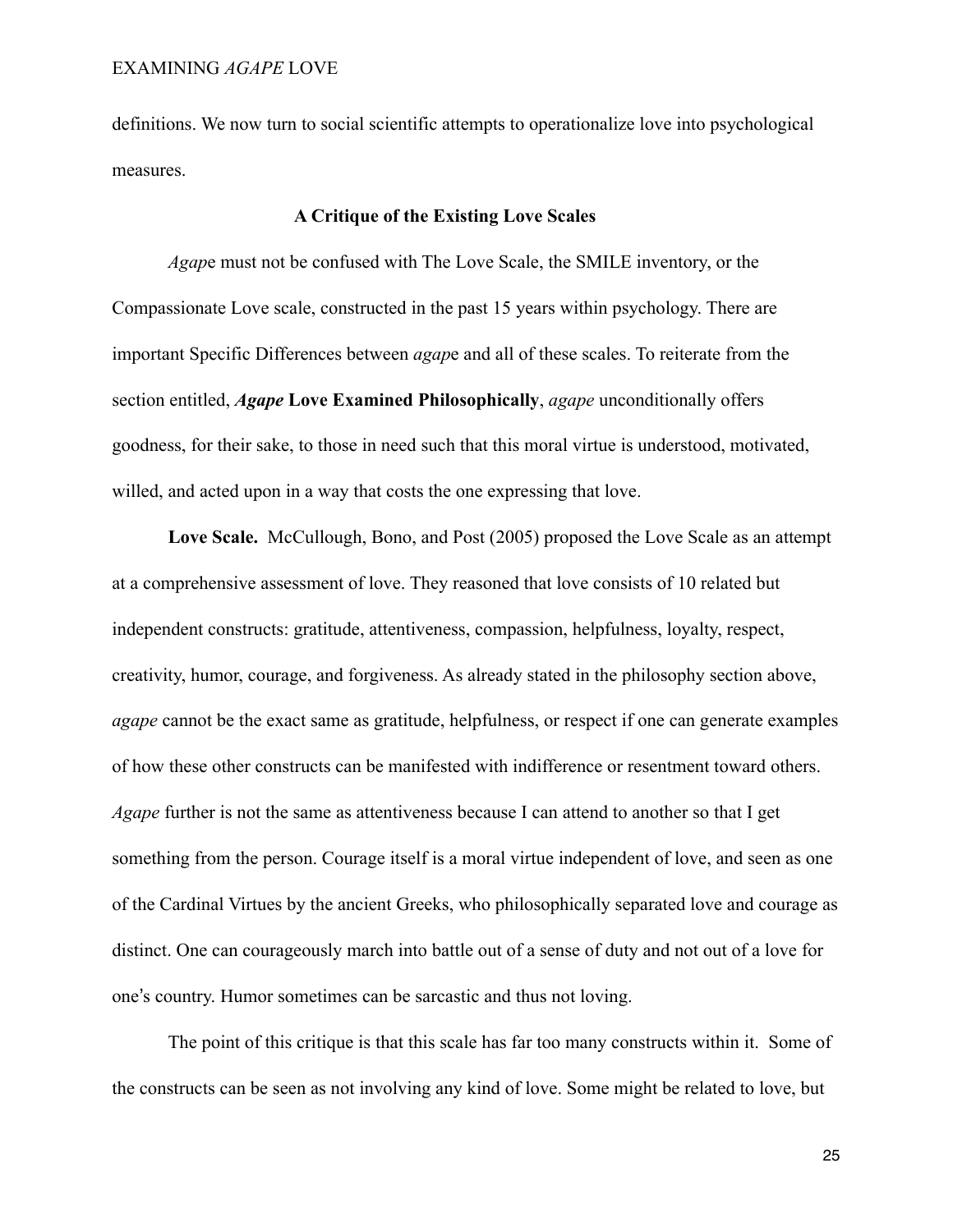definitions. We now turn to social scientific attempts to operationalize love into psychological measures.

## A Critique of the Existing Love Scales

*Agap*e must not be confused with The Love Scale, the SMILE inventory, or the Compassionate Love scale, constructed in the past 15 years within psychology. There are important Specific Differences between *agap*e and all of these scales. To reiterate from the section entitled, ***Agape* Love Examined Philosophically**, *agape* unconditionally offers goodness, for their sake, to those in need such that this moral virtue is understood, motivated, willed, and acted upon in a way that costs the one expressing that love.

**Love Scale.** McCullough, Bono, and Post (2005) proposed the Love Scale as an attempt at a comprehensive assessment of love. They reasoned that love consists of 10 related but independent constructs: gratitude, attentiveness, compassion, helpfulness, loyalty, respect, creativity, humor, courage, and forgiveness. As already stated in the philosophy section above, *agape* cannot be the exact same as gratitude, helpfulness, or respect if one can generate examples of how these other constructs can be manifested with indifference or resentment toward others. *Agape* further is not the same as attentiveness because I can attend to another so that I get something from the person. Courage itself is a moral virtue independent of love, and seen as one of the Cardinal Virtues by the ancient Greeks, who philosophically separated love and courage as distinct. One can courageously march into battle out of a sense of duty and not out of a love for one's country. Humor sometimes can be sarcastic and thus not loving.

The point of this critique is that this scale has far too many constructs within it. Some of the constructs can be seen as not involving any kind of love. Some might be related to love, but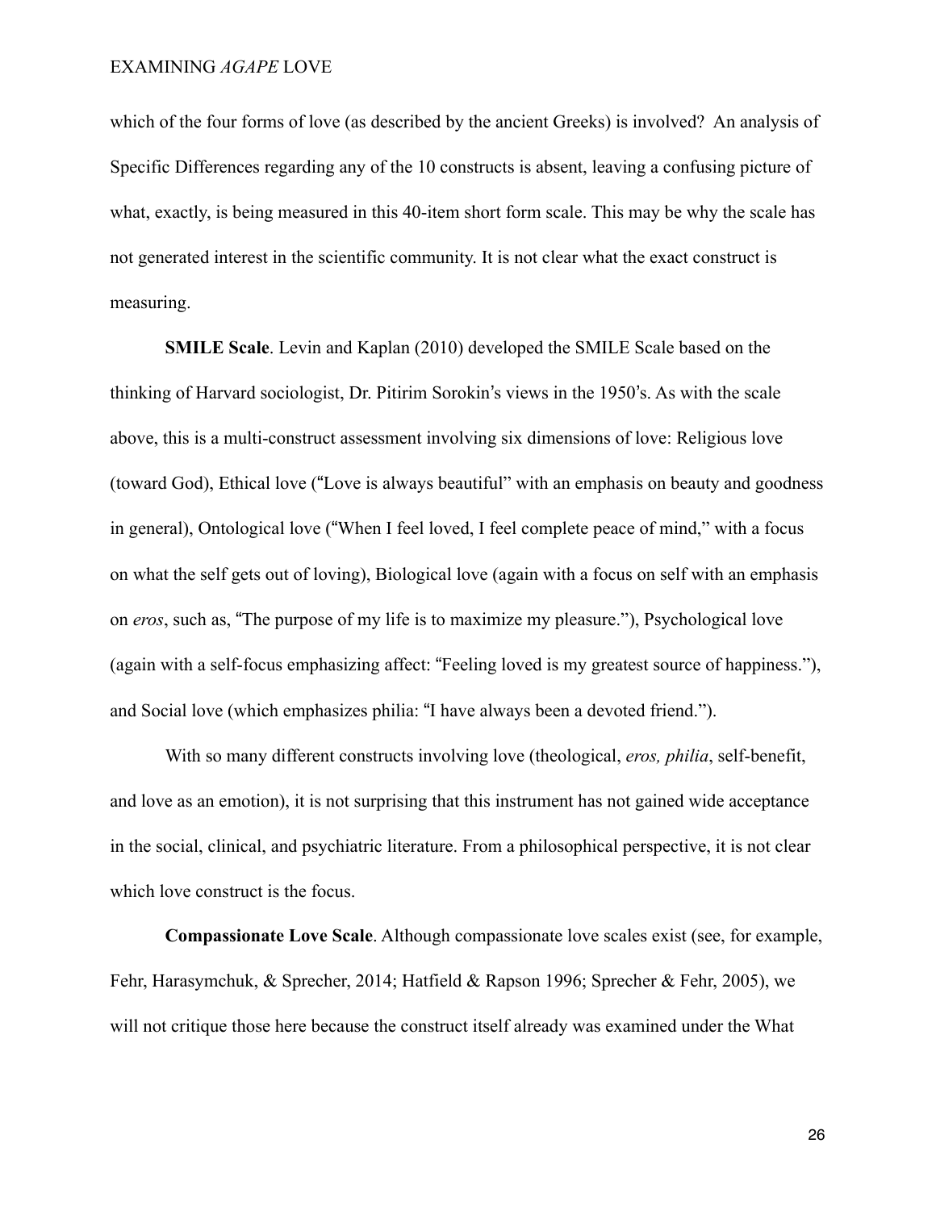which of the four forms of love (as described by the ancient Greeks) is involved? An analysis of Specific Differences regarding any of the 10 constructs is absent, leaving a confusing picture of what, exactly, is being measured in this 40-item short form scale. This may be why the scale has not generated interest in the scientific community. It is not clear what the exact construct is measuring.

**SMILE Scale**. Levin and Kaplan (2010) developed the SMILE Scale based on the thinking of Harvard sociologist, Dr. Pitirim Sorokin's views in the 1950's. As with the scale above, this is a multi-construct assessment involving six dimensions of love: Religious love (toward God), Ethical love ("Love is always beautiful" with an emphasis on beauty and goodness in general), Ontological love ("When I feel loved, I feel complete peace of mind," with a focus on what the self gets out of loving), Biological love (again with a focus on self with an emphasis on *eros*, such as, "The purpose of my life is to maximize my pleasure."), Psychological love (again with a self-focus emphasizing affect: "Feeling loved is my greatest source of happiness."), and Social love (which emphasizes philia: "I have always been a devoted friend.").

With so many different constructs involving love (theological, *eros, philia*, self-benefit, and love as an emotion), it is not surprising that this instrument has not gained wide acceptance in the social, clinical, and psychiatric literature. From a philosophical perspective, it is not clear which love construct is the focus.

**Compassionate Love Scale**. Although compassionate love scales exist (see, for example, Fehr, Harasymchuk, & Sprecher, 2014; Hatfield & Rapson 1996; Sprecher & Fehr, 2005), we will not critique those here because the construct itself already was examined under the What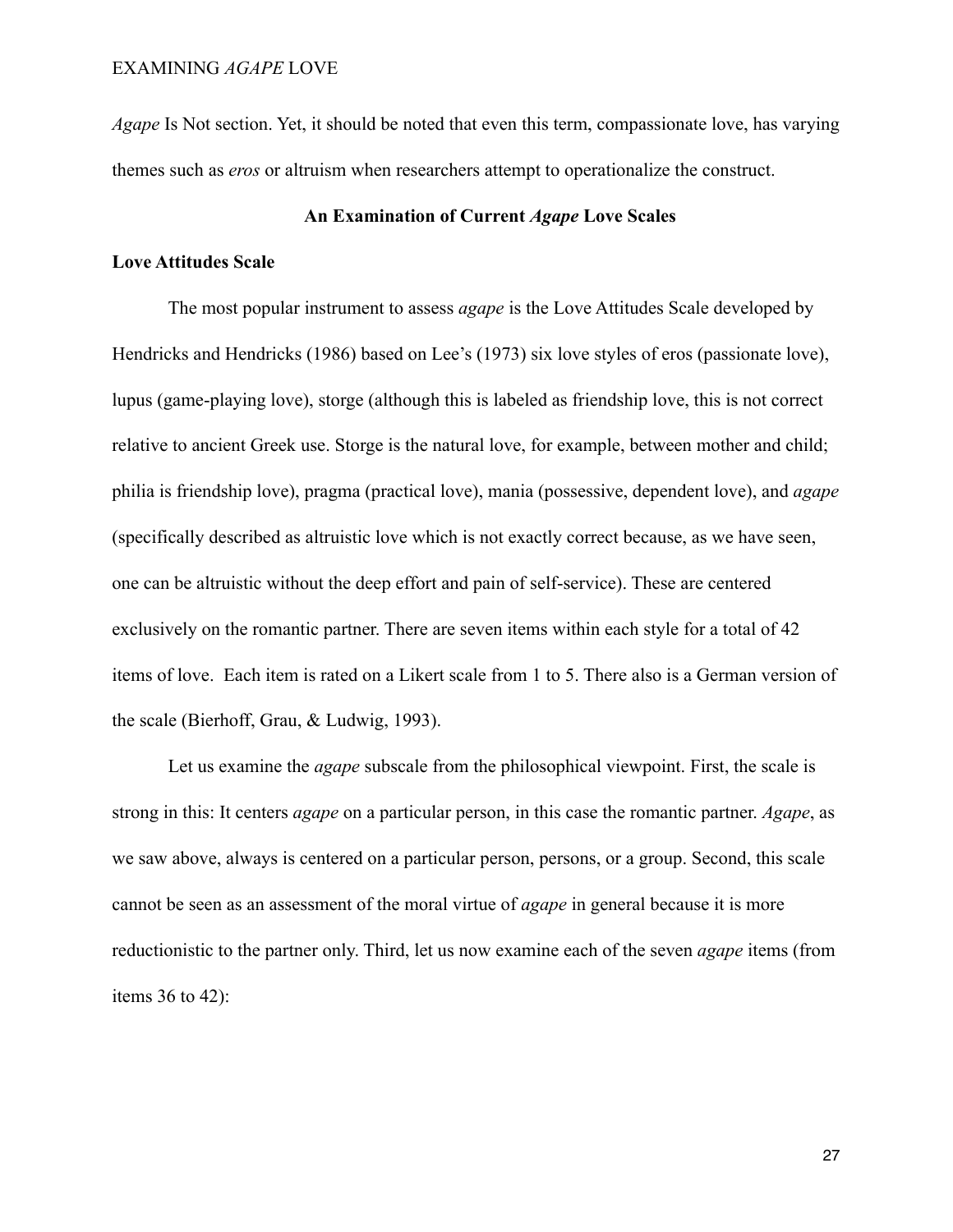*Agape* Is Not section. Yet, it should be noted that even this term, compassionate love, has varying themes such as *eros* or altruism when researchers attempt to operationalize the construct.

## An Examination of Current *Agape* Love Scales

### Love Attitudes Scale

The most popular instrument to assess *agape* is the Love Attitudes Scale developed by Hendricks and Hendricks (1986) based on Lee's (1973) six love styles of eros (passionate love), lupus (game-playing love), storge (although this is labeled as friendship love, this is not correct relative to ancient Greek use. Storge is the natural love, for example, between mother and child; philia is friendship love), pragma (practical love), mania (possessive, dependent love), and *agape* (specifically described as altruistic love which is not exactly correct because, as we have seen, one can be altruistic without the deep effort and pain of self-service). These are centered exclusively on the romantic partner. There are seven items within each style for a total of 42 items of love. Each item is rated on a Likert scale from 1 to 5. There also is a German version of the scale (Bierhoff, Grau, & Ludwig, 1993).

Let us examine the *agape* subscale from the philosophical viewpoint. First, the scale is strong in this: It centers *agape* on a particular person, in this case the romantic partner. *Agape*, as we saw above, always is centered on a particular person, persons, or a group. Second, this scale cannot be seen as an assessment of the moral virtue of *agape* in general because it is more reductionistic to the partner only. Third, let us now examine each of the seven *agape* items (from items 36 to 42):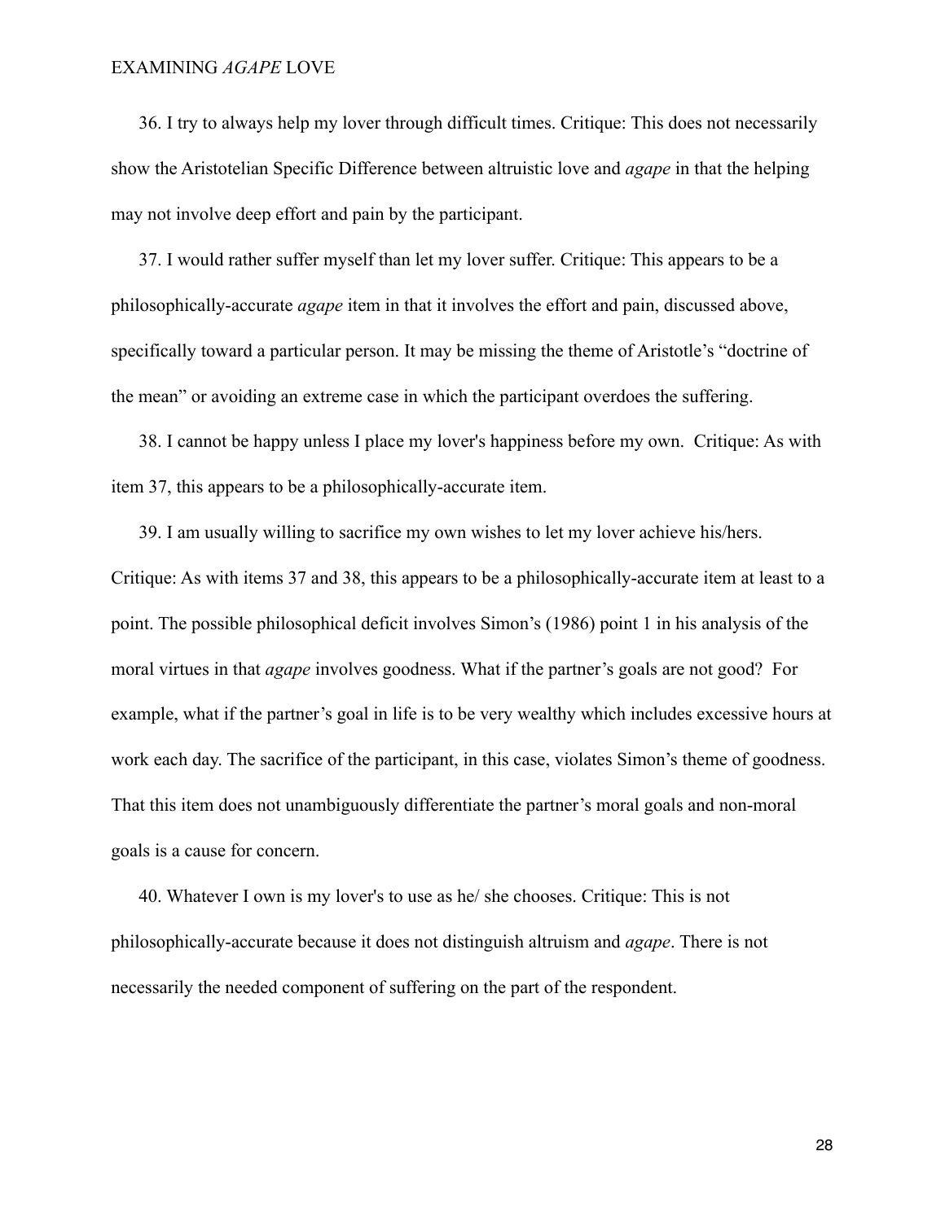36. I try to always help my lover through difficult times. Critique: This does not necessarily show the Aristotelian Specific Difference between altruistic love and *agape* in that the helping may not involve deep effort and pain by the participant.

37. I would rather suffer myself than let my lover suffer. Critique: This appears to be a philosophically-accurate *agape* item in that it involves the effort and pain, discussed above, specifically toward a particular person. It may be missing the theme of Aristotle's "doctrine of the mean" or avoiding an extreme case in which the participant overdoes the suffering.

38. I cannot be happy unless I place my lover's happiness before my own. Critique: As with item 37, this appears to be a philosophically-accurate item.

39. I am usually willing to sacrifice my own wishes to let my lover achieve his/hers. Critique: As with items 37 and 38, this appears to be a philosophically-accurate item at least to a point. The possible philosophical deficit involves Simon's (1986) point 1 in his analysis of the moral virtues in that *agape* involves goodness. What if the partner's goals are not good? For example, what if the partner's goal in life is to be very wealthy which includes excessive hours at work each day. The sacrifice of the participant, in this case, violates Simon's theme of goodness. That this item does not unambiguously differentiate the partner's moral goals and non-moral goals is a cause for concern.

40. Whatever I own is my lover's to use as he/ she chooses. Critique: This is not philosophically-accurate because it does not distinguish altruism and *agape*. There is not necessarily the needed component of suffering on the part of the respondent.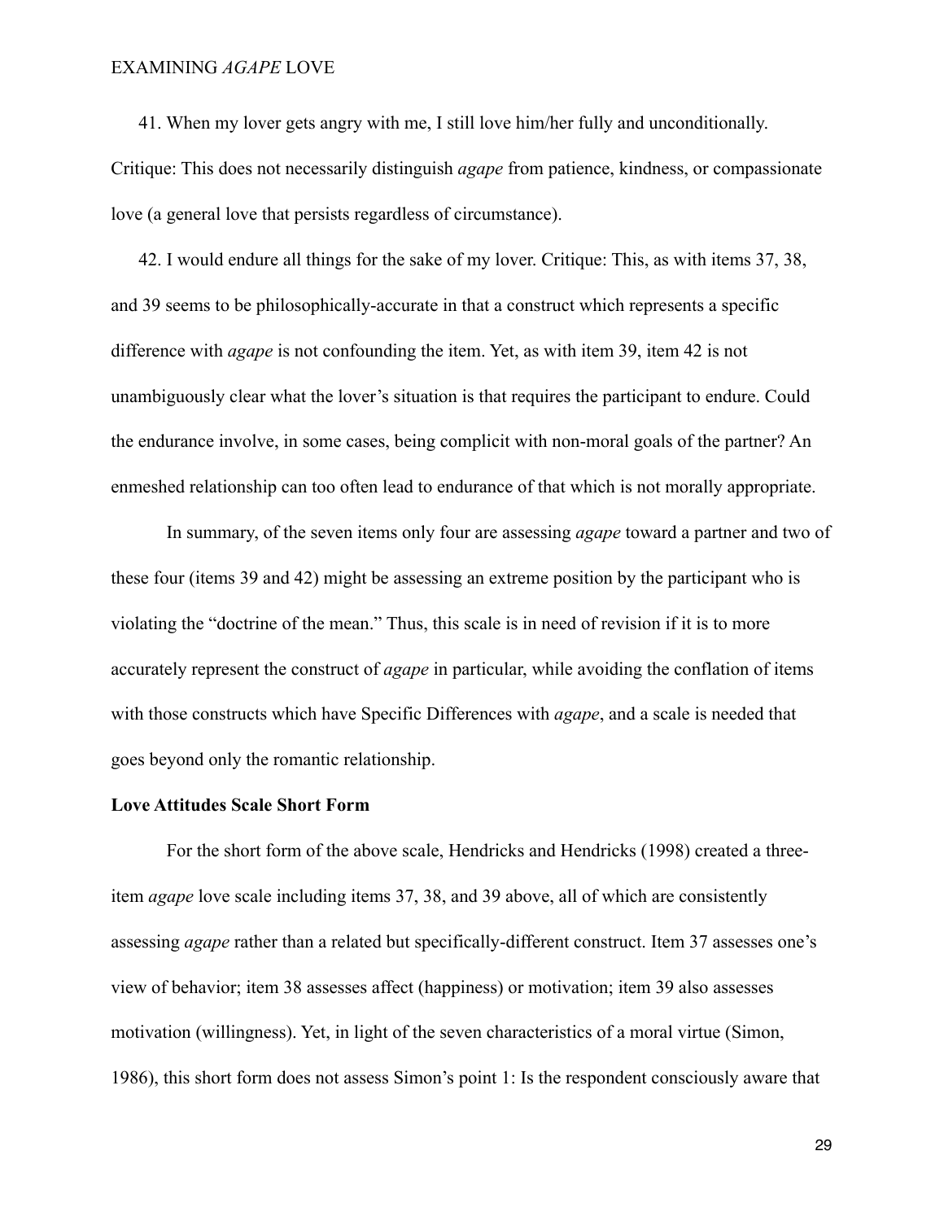41. When my lover gets angry with me, I still love him/her fully and unconditionally. Critique: This does not necessarily distinguish *agape* from patience, kindness, or compassionate love (a general love that persists regardless of circumstance).

42. I would endure all things for the sake of my lover. Critique: This, as with items 37, 38, and 39 seems to be philosophically-accurate in that a construct which represents a specific difference with *agape* is not confounding the item. Yet, as with item 39, item 42 is not unambiguously clear what the lover's situation is that requires the participant to endure. Could the endurance involve, in some cases, being complicit with non-moral goals of the partner? An enmeshed relationship can too often lead to endurance of that which is not morally appropriate.

In summary, of the seven items only four are assessing *agape* toward a partner and two of these four (items 39 and 42) might be assessing an extreme position by the participant who is violating the "doctrine of the mean." Thus, this scale is in need of revision if it is to more accurately represent the construct of *agape* in particular, while avoiding the conflation of items with those constructs which have Specific Differences with *agape*, and a scale is needed that goes beyond only the romantic relationship.

**Love Attitudes Scale Short Form**

For the short form of the above scale, Hendricks and Hendricks (1998) created a three-item *agape* love scale including items 37, 38, and 39 above, all of which are consistently assessing *agape* rather than a related but specifically-different construct. Item 37 assesses one's view of behavior; item 38 assesses affect (happiness) or motivation; item 39 also assesses motivation (willingness). Yet, in light of the seven characteristics of a moral virtue (Simon, 1986), this short form does not assess Simon's point 1: Is the respondent consciously aware that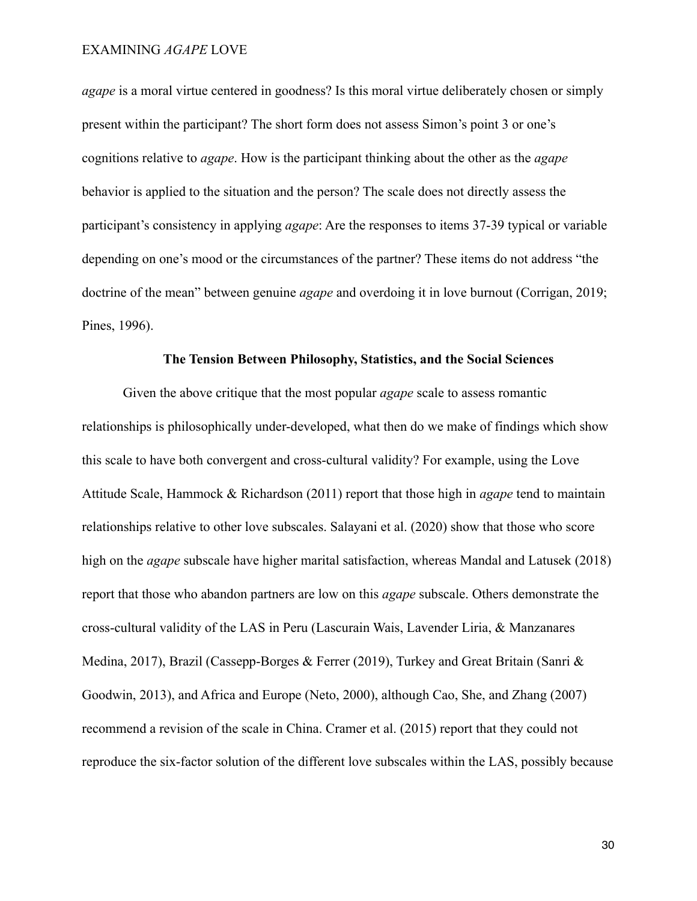*agape* is a moral virtue centered in goodness? Is this moral virtue deliberately chosen or simply present within the participant? The short form does not assess Simon's point 3 or one's cognitions relative to *agape*. How is the participant thinking about the other as the *agape* behavior is applied to the situation and the person? The scale does not directly assess the participant's consistency in applying *agape*: Are the responses to items 37-39 typical or variable depending on one's mood or the circumstances of the partner? These items do not address "the doctrine of the mean" between genuine *agape* and overdoing it in love burnout (Corrigan, 2019; Pines, 1996).

## The Tension Between Philosophy, Statistics, and the Social Sciences

Given the above critique that the most popular *agape* scale to assess romantic relationships is philosophically under-developed, what then do we make of findings which show this scale to have both convergent and cross-cultural validity? For example, using the Love Attitude Scale, Hammock & Richardson (2011) report that those high in *agape* tend to maintain relationships relative to other love subscales. Salayani et al. (2020) show that those who score high on the *agape* subscale have higher marital satisfaction, whereas Mandal and Latusek (2018) report that those who abandon partners are low on this *agape* subscale. Others demonstrate the cross-cultural validity of the LAS in Peru (Lascurain Wais, Lavender Liria, & Manzanares Medina, 2017), Brazil (Cassepp-Borges & Ferrer (2019), Turkey and Great Britain (Sanri & Goodwin, 2013), and Africa and Europe (Neto, 2000), although Cao, She, and Zhang (2007) recommend a revision of the scale in China. Cramer et al. (2015) report that they could not reproduce the six-factor solution of the different love subscales within the LAS, possibly because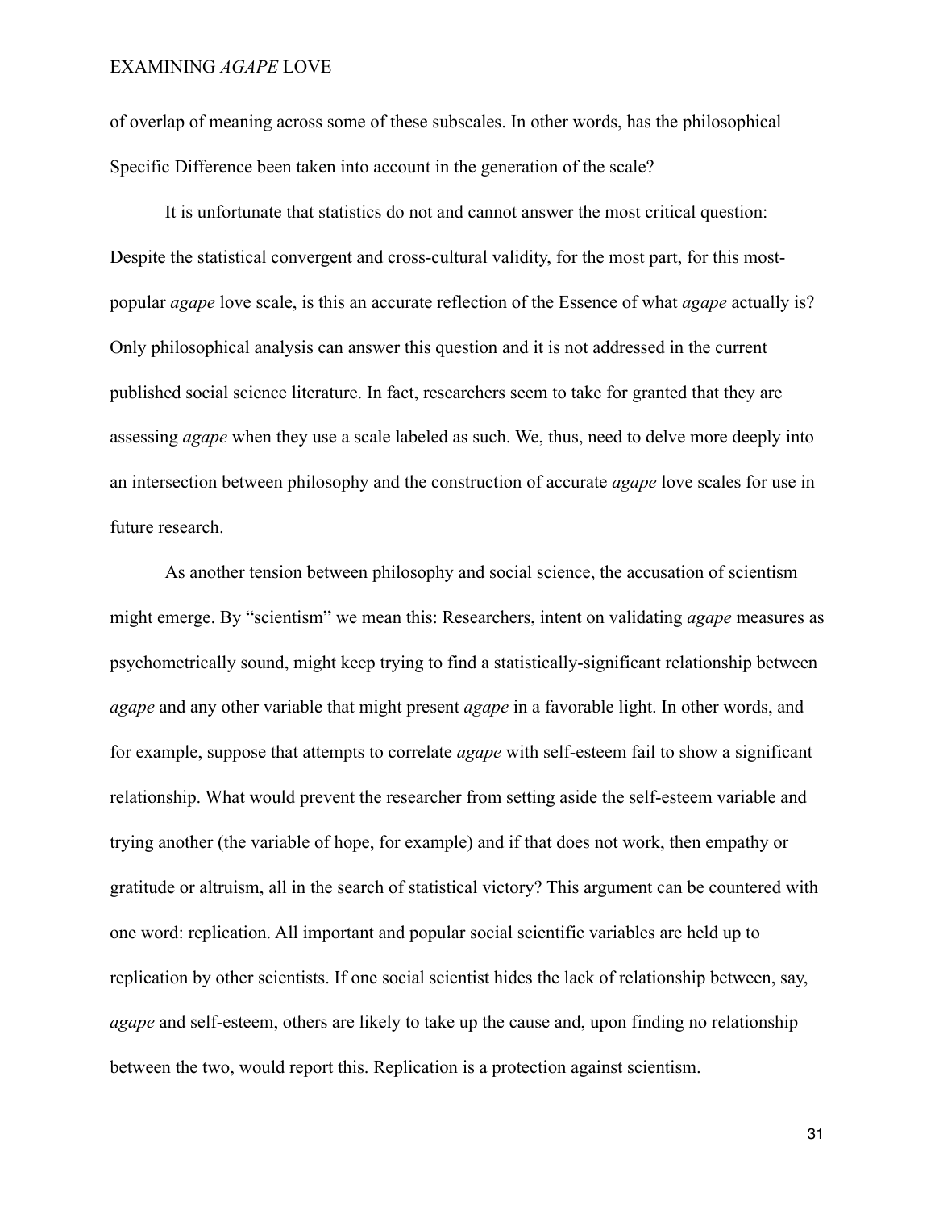of overlap of meaning across some of these subscales. In other words, has the philosophical Specific Difference been taken into account in the generation of the scale?

It is unfortunate that statistics do not and cannot answer the most critical question: Despite the statistical convergent and cross-cultural validity, for the most part, for this most-popular *agape* love scale, is this an accurate reflection of the Essence of what *agape* actually is? Only philosophical analysis can answer this question and it is not addressed in the current published social science literature. In fact, researchers seem to take for granted that they are assessing *agape* when they use a scale labeled as such. We, thus, need to delve more deeply into an intersection between philosophy and the construction of accurate *agape* love scales for use in future research.

As another tension between philosophy and social science, the accusation of scientism might emerge. By "scientism" we mean this: Researchers, intent on validating *agape* measures as psychometrically sound, might keep trying to find a statistically-significant relationship between *agape* and any other variable that might present *agape* in a favorable light. In other words, and for example, suppose that attempts to correlate *agape* with self-esteem fail to show a significant relationship. What would prevent the researcher from setting aside the self-esteem variable and trying another (the variable of hope, for example) and if that does not work, then empathy or gratitude or altruism, all in the search of statistical victory? This argument can be countered with one word: replication. All important and popular social scientific variables are held up to replication by other scientists. If one social scientist hides the lack of relationship between, say, *agape* and self-esteem, others are likely to take up the cause and, upon finding no relationship between the two, would report this. Replication is a protection against scientism.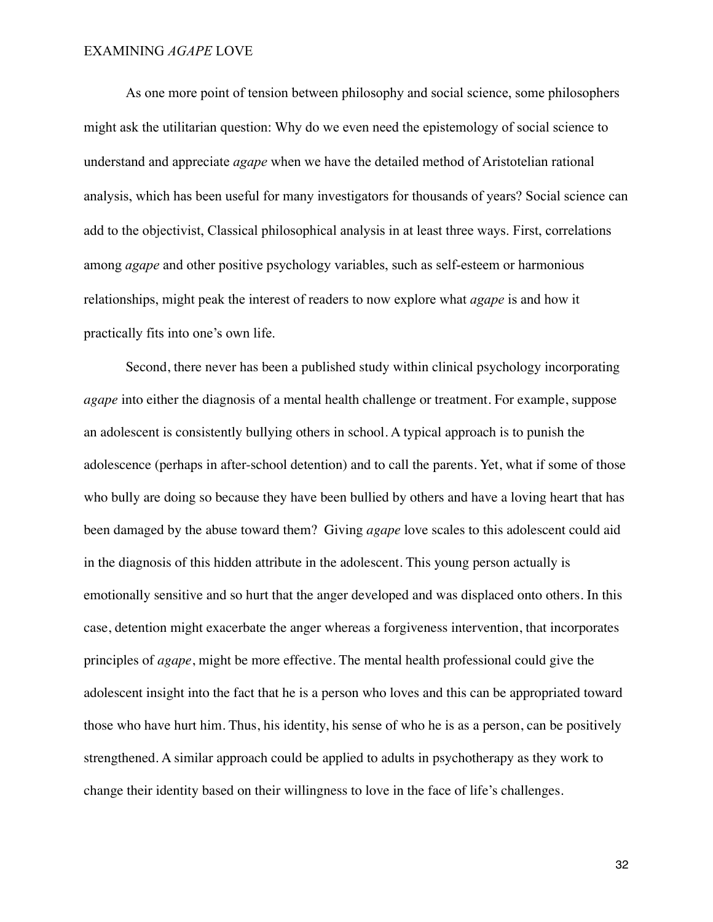As one more point of tension between philosophy and social science, some philosophers might ask the utilitarian question: Why do we even need the epistemology of social science to understand and appreciate *agape* when we have the detailed method of Aristotelian rational analysis, which has been useful for many investigators for thousands of years? Social science can add to the objectivist, Classical philosophical analysis in at least three ways. First, correlations among *agape* and other positive psychology variables, such as self-esteem or harmonious relationships, might peak the interest of readers to now explore what *agape* is and how it practically fits into one's own life.

Second, there never has been a published study within clinical psychology incorporating *agape* into either the diagnosis of a mental health challenge or treatment. For example, suppose an adolescent is consistently bullying others in school. A typical approach is to punish the adolescence (perhaps in after-school detention) and to call the parents. Yet, what if some of those who bully are doing so because they have been bullied by others and have a loving heart that has been damaged by the abuse toward them? Giving *agape* love scales to this adolescent could aid in the diagnosis of this hidden attribute in the adolescent. This young person actually is emotionally sensitive and so hurt that the anger developed and was displaced onto others. In this case, detention might exacerbate the anger whereas a forgiveness intervention, that incorporates principles of *agape*, might be more effective. The mental health professional could give the adolescent insight into the fact that he is a person who loves and this can be appropriated toward those who have hurt him. Thus, his identity, his sense of who he is as a person, can be positively strengthened. A similar approach could be applied to adults in psychotherapy as they work to change their identity based on their willingness to love in the face of life's challenges.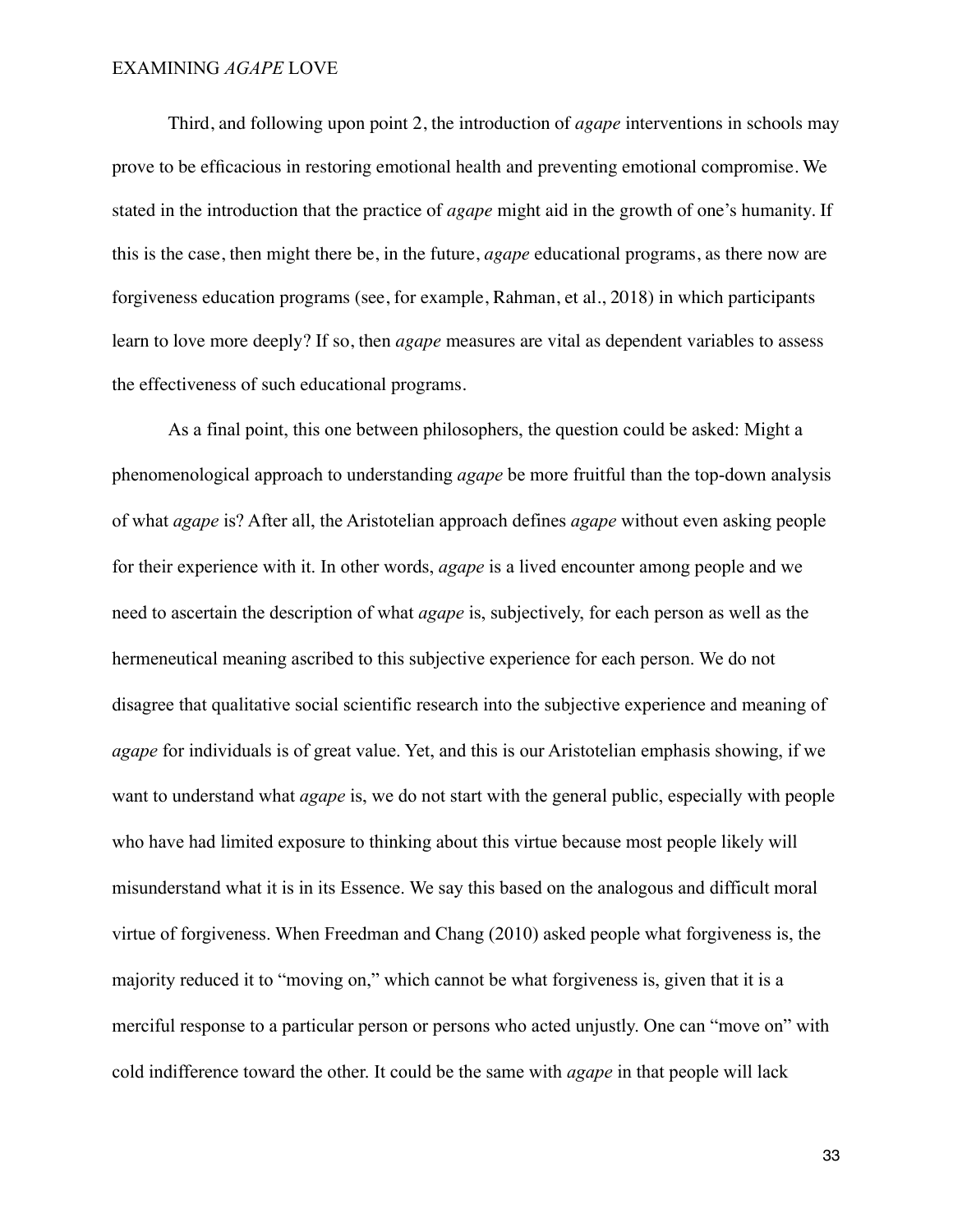Third, and following upon point 2, the introduction of *agape* interventions in schools may prove to be efficacious in restoring emotional health and preventing emotional compromise. We stated in the introduction that the practice of *agape* might aid in the growth of one's humanity. If this is the case, then might there be, in the future, *agape* educational programs, as there now are forgiveness education programs (see, for example, Rahman, et al., 2018) in which participants learn to love more deeply? If so, then *agape* measures are vital as dependent variables to assess the effectiveness of such educational programs.

As a final point, this one between philosophers, the question could be asked: Might a phenomenological approach to understanding *agape* be more fruitful than the top-down analysis of what *agape* is? After all, the Aristotelian approach defines *agape* without even asking people for their experience with it. In other words, *agape* is a lived encounter among people and we need to ascertain the description of what *agape* is, subjectively, for each person as well as the hermeneutical meaning ascribed to this subjective experience for each person. We do not disagree that qualitative social scientific research into the subjective experience and meaning of *agape* for individuals is of great value. Yet, and this is our Aristotelian emphasis showing, if we want to understand what *agape* is, we do not start with the general public, especially with people who have had limited exposure to thinking about this virtue because most people likely will misunderstand what it is in its Essence. We say this based on the analogous and difficult moral virtue of forgiveness. When Freedman and Chang (2010) asked people what forgiveness is, the majority reduced it to "moving on," which cannot be what forgiveness is, given that it is a merciful response to a particular person or persons who acted unjustly. One can "move on" with cold indifference toward the other. It could be the same with *agape* in that people will lack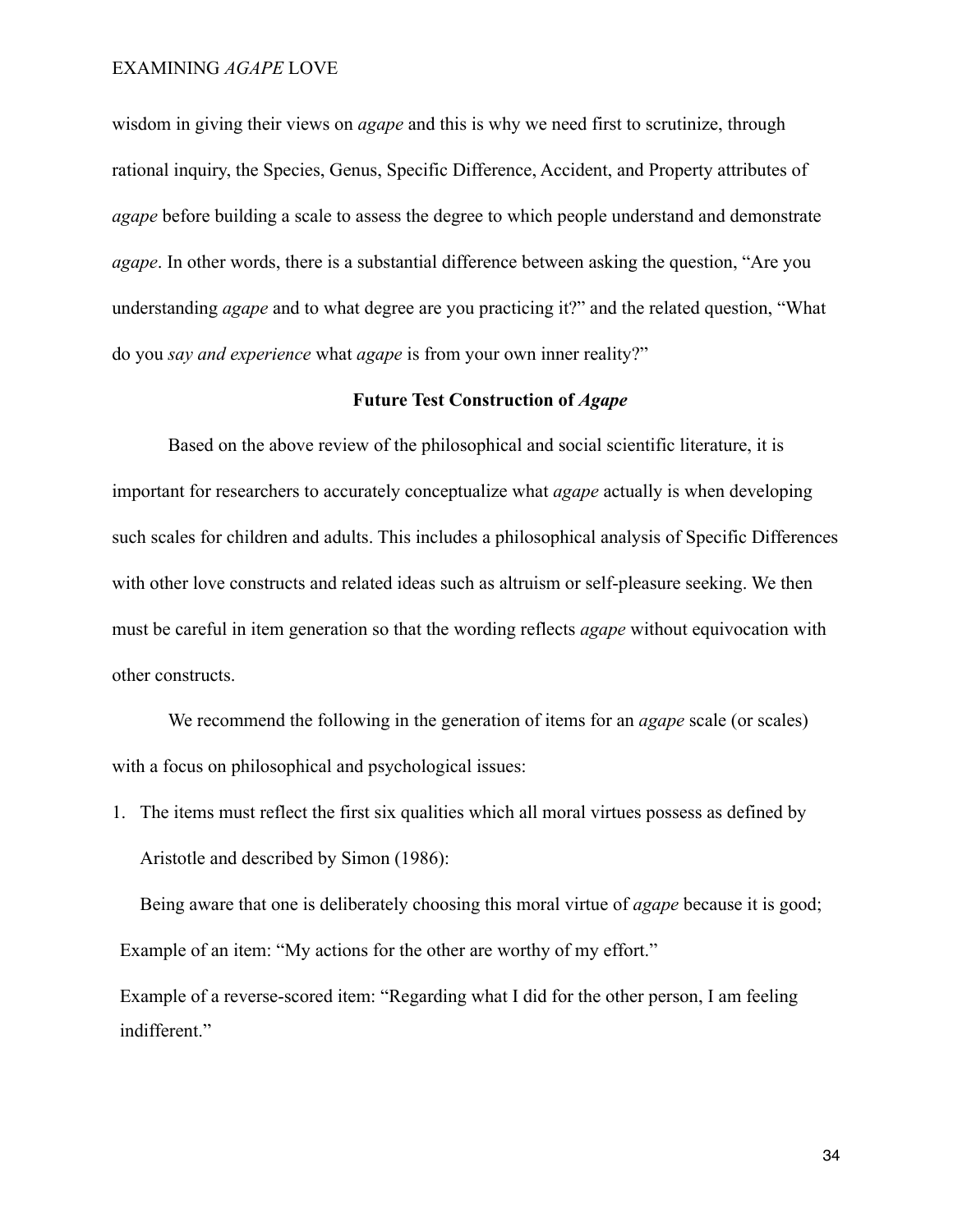wisdom in giving their views on *agape* and this is why we need first to scrutinize, through rational inquiry, the Species, Genus, Specific Difference, Accident, and Property attributes of *agape* before building a scale to assess the degree to which people understand and demonstrate *agape*. In other words, there is a substantial difference between asking the question, "Are you understanding *agape* and to what degree are you practicing it?" and the related question, "What do you *say and experience* what *agape* is from your own inner reality?"

## Future Test Construction of *Agape*

Based on the above review of the philosophical and social scientific literature, it is important for researchers to accurately conceptualize what *agape* actually is when developing such scales for children and adults. This includes a philosophical analysis of Specific Differences with other love constructs and related ideas such as altruism or self-pleasure seeking. We then must be careful in item generation so that the wording reflects *agape* without equivocation with other constructs.

We recommend the following in the generation of items for an *agape* scale (or scales) with a focus on philosophical and psychological issues:

1. The items must reflect the first six qualities which all moral virtues possess as defined by Aristotle and described by Simon (1986):

   Being aware that one is deliberately choosing this moral virtue of *agape* because it is good;

   Example of an item: "My actions for the other are worthy of my effort."

   Example of a reverse-scored item: "Regarding what I did for the other person, I am feeling indifferent."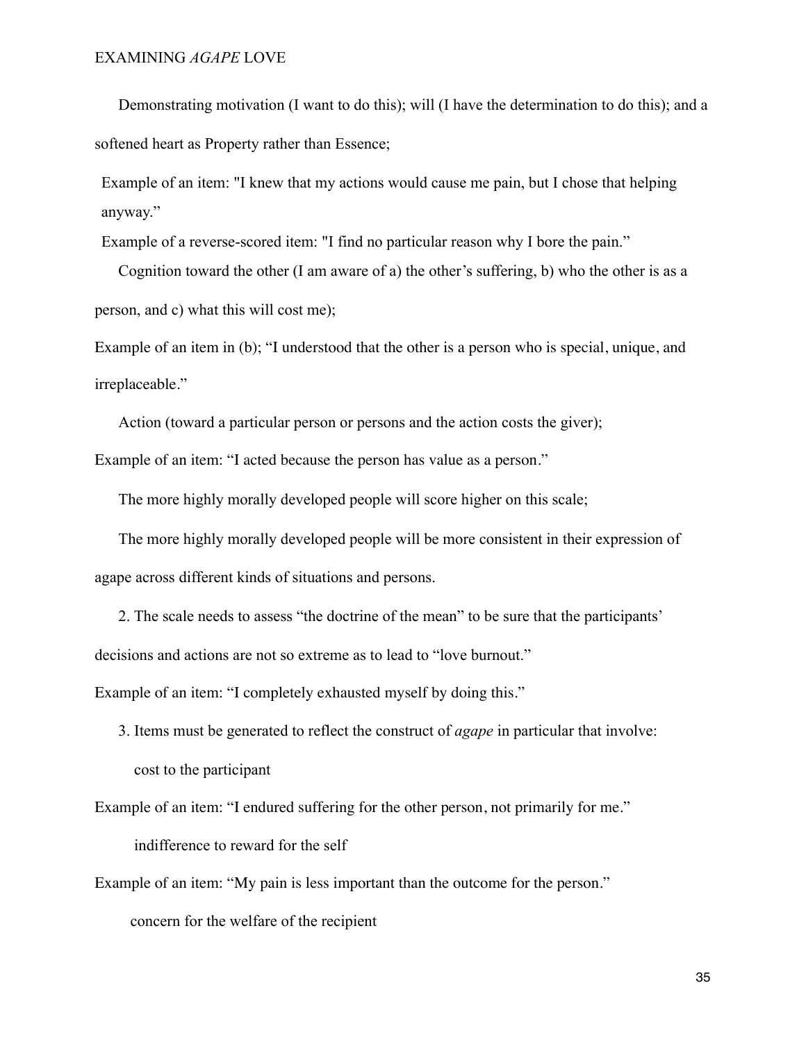Demonstrating motivation (I want to do this); will (I have the determination to do this); and a softened heart as Property rather than Essence;

Example of an item: "I knew that my actions would cause me pain, but I chose that helping anyway."

Example of a reverse-scored item: "I find no particular reason why I bore the pain."

Cognition toward the other (I am aware of a) the other's suffering, b) who the other is as a person, and c) what this will cost me);

Example of an item in (b); "I understood that the other is a person who is special, unique, and irreplaceable."

Action (toward a particular person or persons and the action costs the giver);

Example of an item: "I acted because the person has value as a person."

The more highly morally developed people will score higher on this scale;

The more highly morally developed people will be more consistent in their expression of agape across different kinds of situations and persons.

2. The scale needs to assess "the doctrine of the mean" to be sure that the participants' decisions and actions are not so extreme as to lead to "love burnout."

Example of an item: "I completely exhausted myself by doing this."

3. Items must be generated to reflect the construct of *agape* in particular that involve:

cost to the participant

Example of an item: "I endured suffering for the other person, not primarily for me."

indifference to reward for the self

Example of an item: "My pain is less important than the outcome for the person."

concern for the welfare of the recipient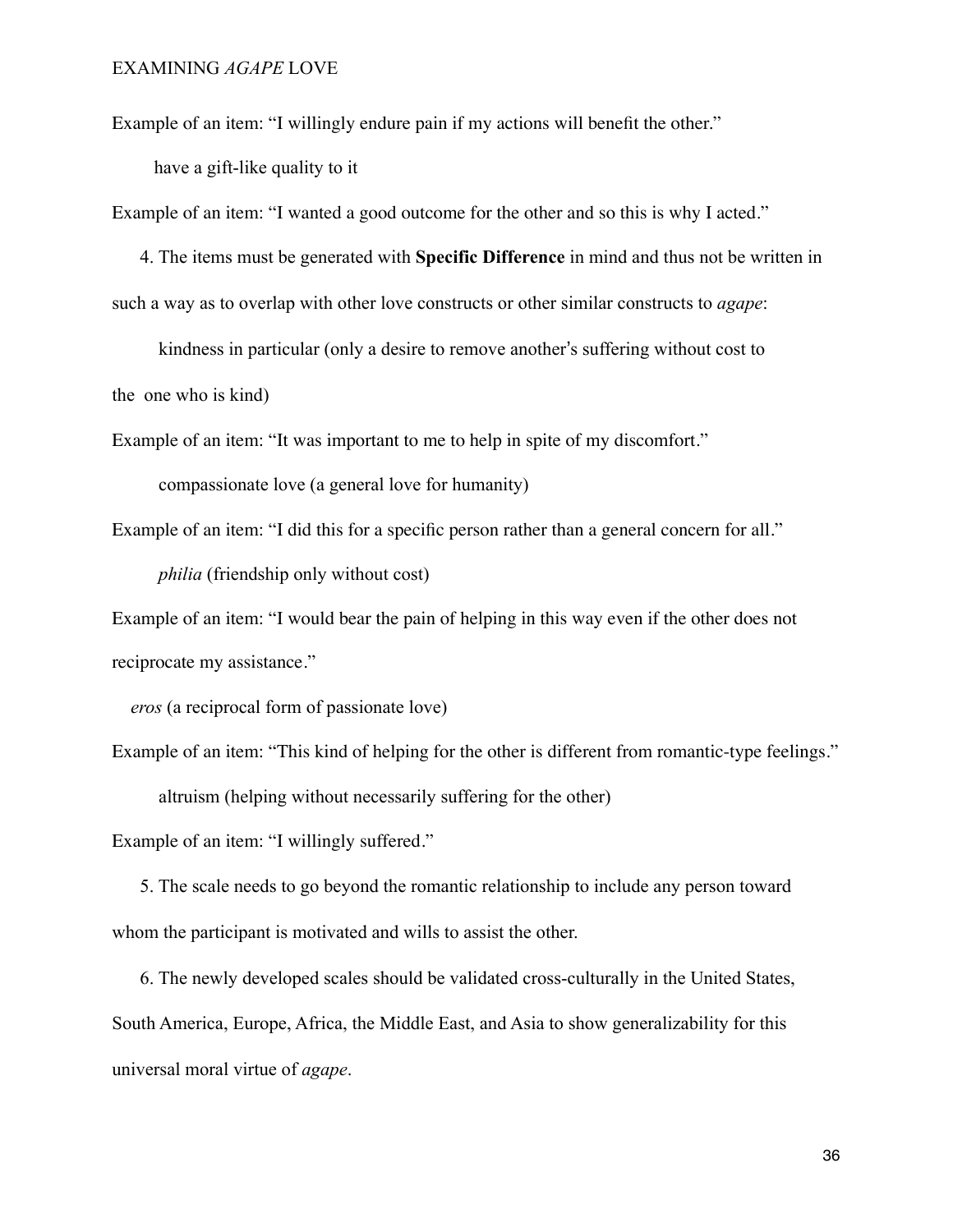Example of an item: "I willingly endure pain if my actions will benefit the other."

have a gift-like quality to it

Example of an item: "I wanted a good outcome for the other and so this is why I acted."

4. The items must be generated with **Specific Difference** in mind and thus not be written in such a way as to overlap with other love constructs or other similar constructs to *agape*:

kindness in particular (only a desire to remove another's suffering without cost to the one who is kind)

Example of an item: "It was important to me to help in spite of my discomfort."

compassionate love (a general love for humanity)

Example of an item: "I did this for a specific person rather than a general concern for all."

*philia* (friendship only without cost)

Example of an item: "I would bear the pain of helping in this way even if the other does not reciprocate my assistance."

*eros* (a reciprocal form of passionate love)

Example of an item: "This kind of helping for the other is different from romantic-type feelings."

altruism (helping without necessarily suffering for the other)

Example of an item: "I willingly suffered."

5. The scale needs to go beyond the romantic relationship to include any person toward whom the participant is motivated and wills to assist the other.

6. The newly developed scales should be validated cross-culturally in the United States, South America, Europe, Africa, the Middle East, and Asia to show generalizability for this universal moral virtue of *agape*.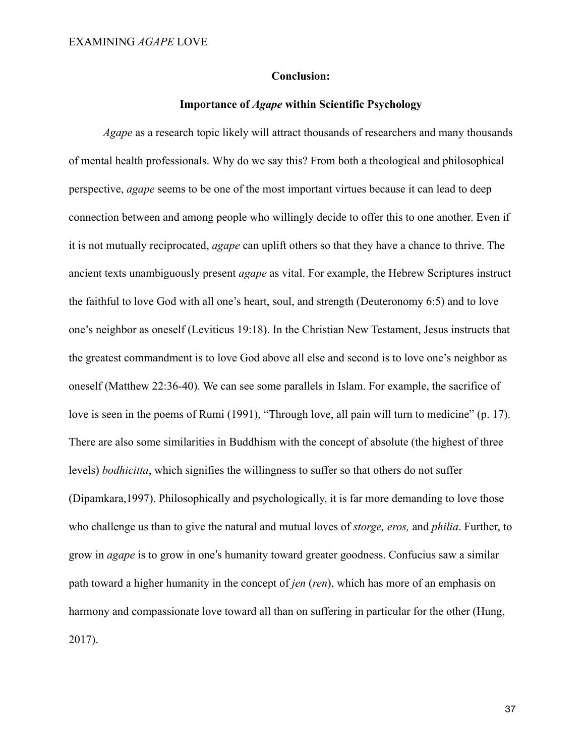## Conclusion:

### Importance of *Agape* within Scientific Psychology

*Agape* as a research topic likely will attract thousands of researchers and many thousands of mental health professionals. Why do we say this? From both a theological and philosophical perspective, *agape* seems to be one of the most important virtues because it can lead to deep connection between and among people who willingly decide to offer this to one another. Even if it is not mutually reciprocated, *agape* can uplift others so that they have a chance to thrive. The ancient texts unambiguously present *agape* as vital. For example, the Hebrew Scriptures instruct the faithful to love God with all one's heart, soul, and strength (Deuteronomy 6:5) and to love one's neighbor as oneself (Leviticus 19:18). In the Christian New Testament, Jesus instructs that the greatest commandment is to love God above all else and second is to love one's neighbor as oneself (Matthew 22:36-40). We can see some parallels in Islam. For example, the sacrifice of love is seen in the poems of Rumi (1991), "Through love, all pain will turn to medicine" (p. 17). There are also some similarities in Buddhism with the concept of absolute (the highest of three levels) *bodhicitta*, which signifies the willingness to suffer so that others do not suffer (Dipamkara,1997). Philosophically and psychologically, it is far more demanding to love those who challenge us than to give the natural and mutual loves of *storge, eros,* and *philia*. Further, to grow in *agape* is to grow in one's humanity toward greater goodness. Confucius saw a similar path toward a higher humanity in the concept of *jen* (*ren*), which has more of an emphasis on harmony and compassionate love toward all than on suffering in particular for the other (Hung, 2017).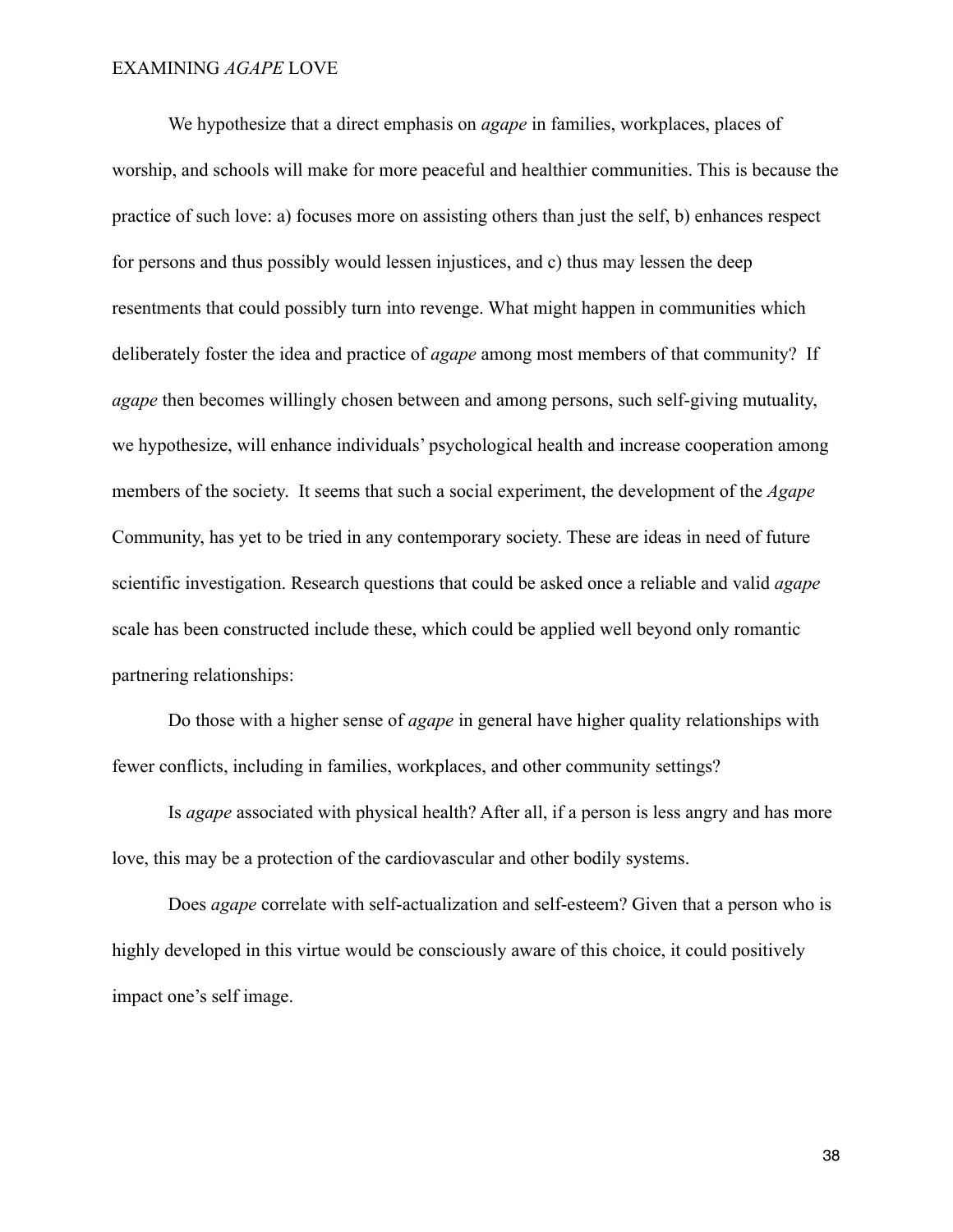We hypothesize that a direct emphasis on *agape* in families, workplaces, places of worship, and schools will make for more peaceful and healthier communities. This is because the practice of such love: a) focuses more on assisting others than just the self, b) enhances respect for persons and thus possibly would lessen injustices, and c) thus may lessen the deep resentments that could possibly turn into revenge. What might happen in communities which deliberately foster the idea and practice of *agape* among most members of that community? If *agape* then becomes willingly chosen between and among persons, such self-giving mutuality, we hypothesize, will enhance individuals' psychological health and increase cooperation among members of the society. It seems that such a social experiment, the development of the *Agape* Community, has yet to be tried in any contemporary society. These are ideas in need of future scientific investigation. Research questions that could be asked once a reliable and valid *agape* scale has been constructed include these, which could be applied well beyond only romantic partnering relationships:

Do those with a higher sense of *agape* in general have higher quality relationships with fewer conflicts, including in families, workplaces, and other community settings?

Is *agape* associated with physical health? After all, if a person is less angry and has more love, this may be a protection of the cardiovascular and other bodily systems.

Does *agape* correlate with self-actualization and self-esteem? Given that a person who is highly developed in this virtue would be consciously aware of this choice, it could positively impact one's self image.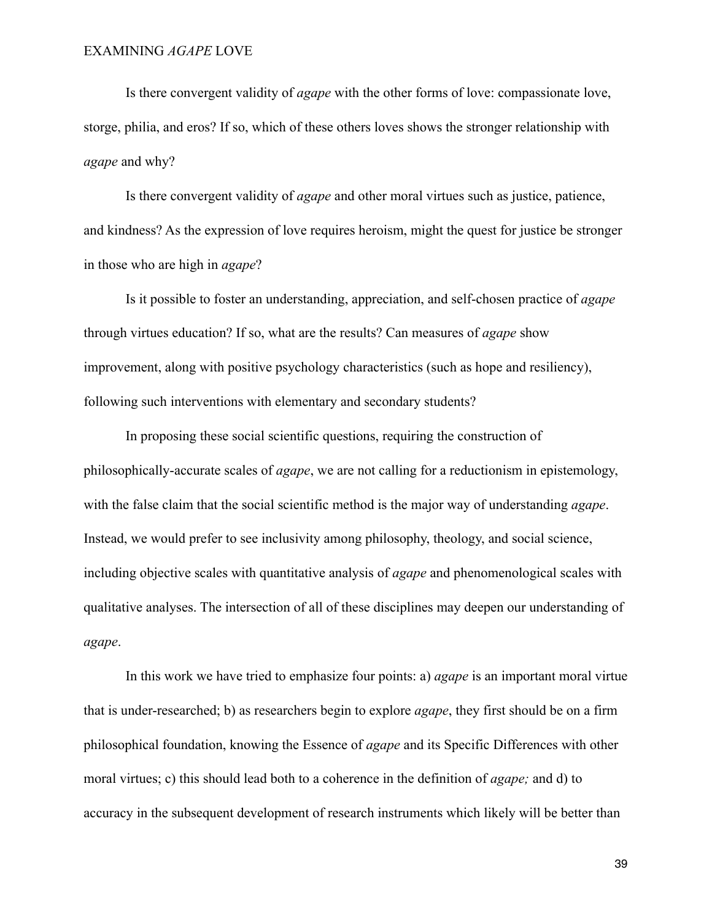Is there convergent validity of *agape* with the other forms of love: compassionate love, storge, philia, and eros? If so, which of these others loves shows the stronger relationship with *agape* and why?

Is there convergent validity of *agape* and other moral virtues such as justice, patience, and kindness? As the expression of love requires heroism, might the quest for justice be stronger in those who are high in *agape*?

Is it possible to foster an understanding, appreciation, and self-chosen practice of *agape* through virtues education? If so, what are the results? Can measures of *agape* show improvement, along with positive psychology characteristics (such as hope and resiliency), following such interventions with elementary and secondary students?

In proposing these social scientific questions, requiring the construction of philosophically-accurate scales of *agape*, we are not calling for a reductionism in epistemology, with the false claim that the social scientific method is the major way of understanding *agape*. Instead, we would prefer to see inclusivity among philosophy, theology, and social science, including objective scales with quantitative analysis of *agape* and phenomenological scales with qualitative analyses. The intersection of all of these disciplines may deepen our understanding of *agape*.

In this work we have tried to emphasize four points: a) *agape* is an important moral virtue that is under-researched; b) as researchers begin to explore *agape*, they first should be on a firm philosophical foundation, knowing the Essence of *agape* and its Specific Differences with other moral virtues; c) this should lead both to a coherence in the definition of *agape;* and d) to accuracy in the subsequent development of research instruments which likely will be better than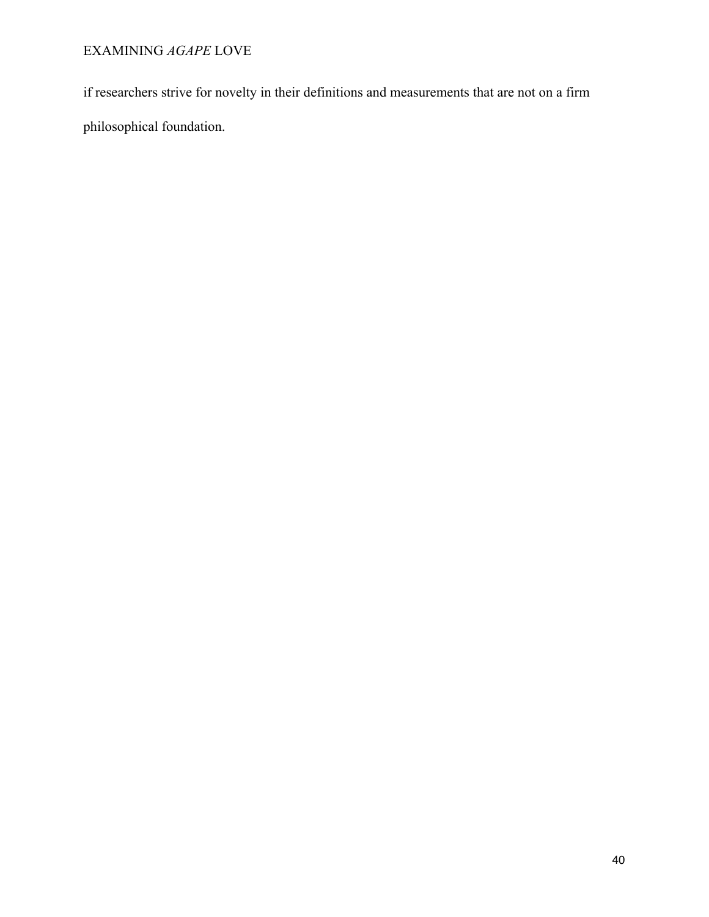if researchers strive for novelty in their definitions and measurements that are not on a firm philosophical foundation.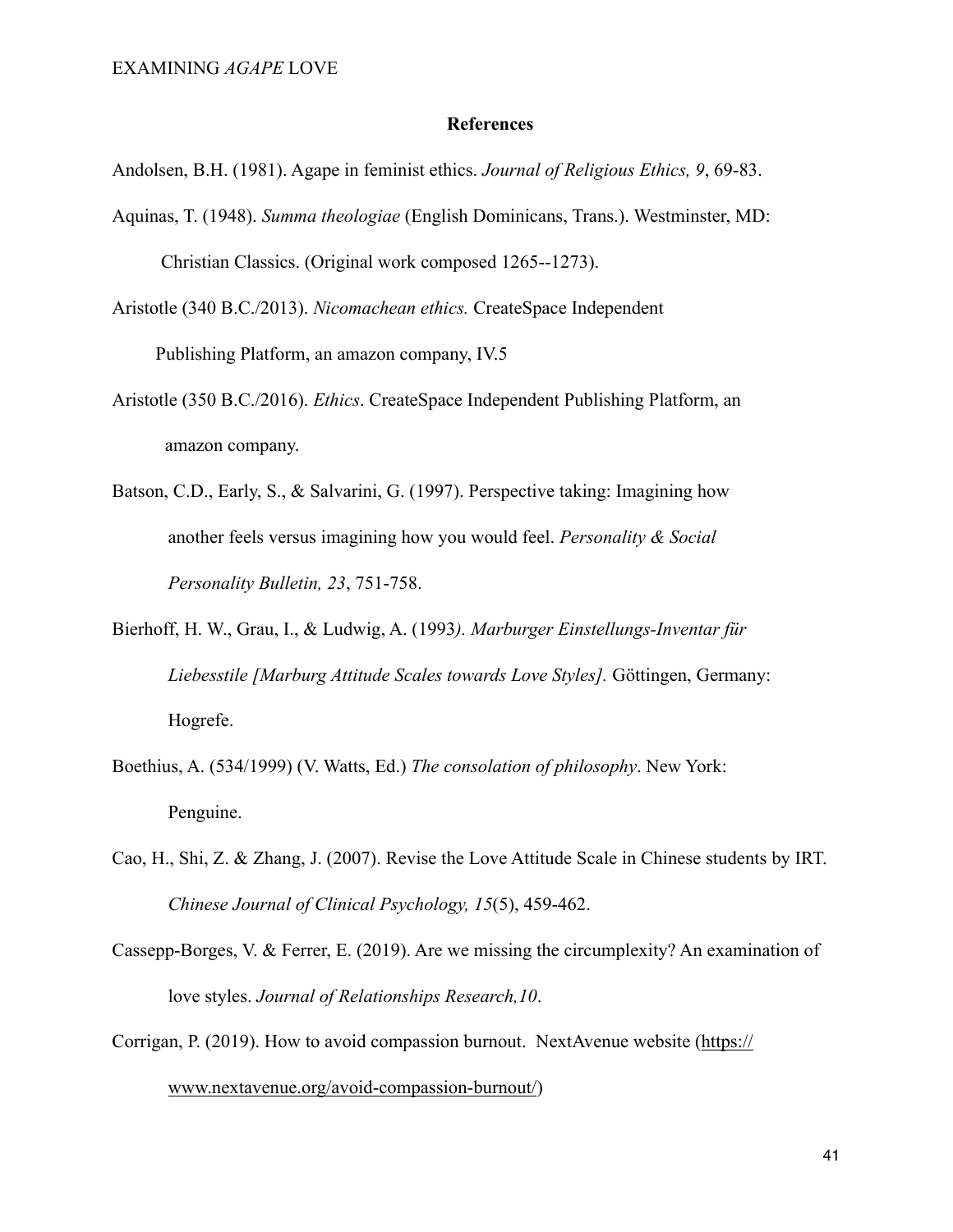## References

Andolsen, B.H. (1981). Agape in feminist ethics. *Journal of Religious Ethics, 9*, 69-83.

Aquinas, T. (1948). *Summa theologiae* (English Dominicans, Trans.). Westminster, MD: Christian Classics. (Original work composed 1265--1273).

Aristotle (340 B.C./2013). *Nicomachean ethics.* CreateSpace Independent Publishing Platform, an amazon company, IV.5

Aristotle (350 B.C./2016). *Ethics*. CreateSpace Independent Publishing Platform, an amazon company.

Batson, C.D., Early, S., & Salvarini, G. (1997). Perspective taking: Imagining how another feels versus imagining how you would feel. *Personality & Social Personality Bulletin, 23*, 751-758.

Bierhoff, H. W., Grau, I., & Ludwig, A. (1993*). Marburger Einstellungs-Inventar für Liebesstile [Marburg Attitude Scales towards Love Styles].* Göttingen, Germany: Hogrefe.

Boethius, A. (534/1999) (V. Watts, Ed.) *The consolation of philosophy*. New York: Penguine.

Cao, H., Shi, Z. & Zhang, J. (2007). Revise the Love Attitude Scale in Chinese students by IRT. *Chinese Journal of Clinical Psychology, 15*(5), 459-462.

Cassepp-Borges, V. & Ferrer, E. (2019). Are we missing the circumplexity? An examination of love styles. *Journal of Relationships Research,10*.

Corrigan, P. (2019). How to avoid compassion burnout. NextAvenue website (https://www.nextavenue.org/avoid-compassion-burnout/)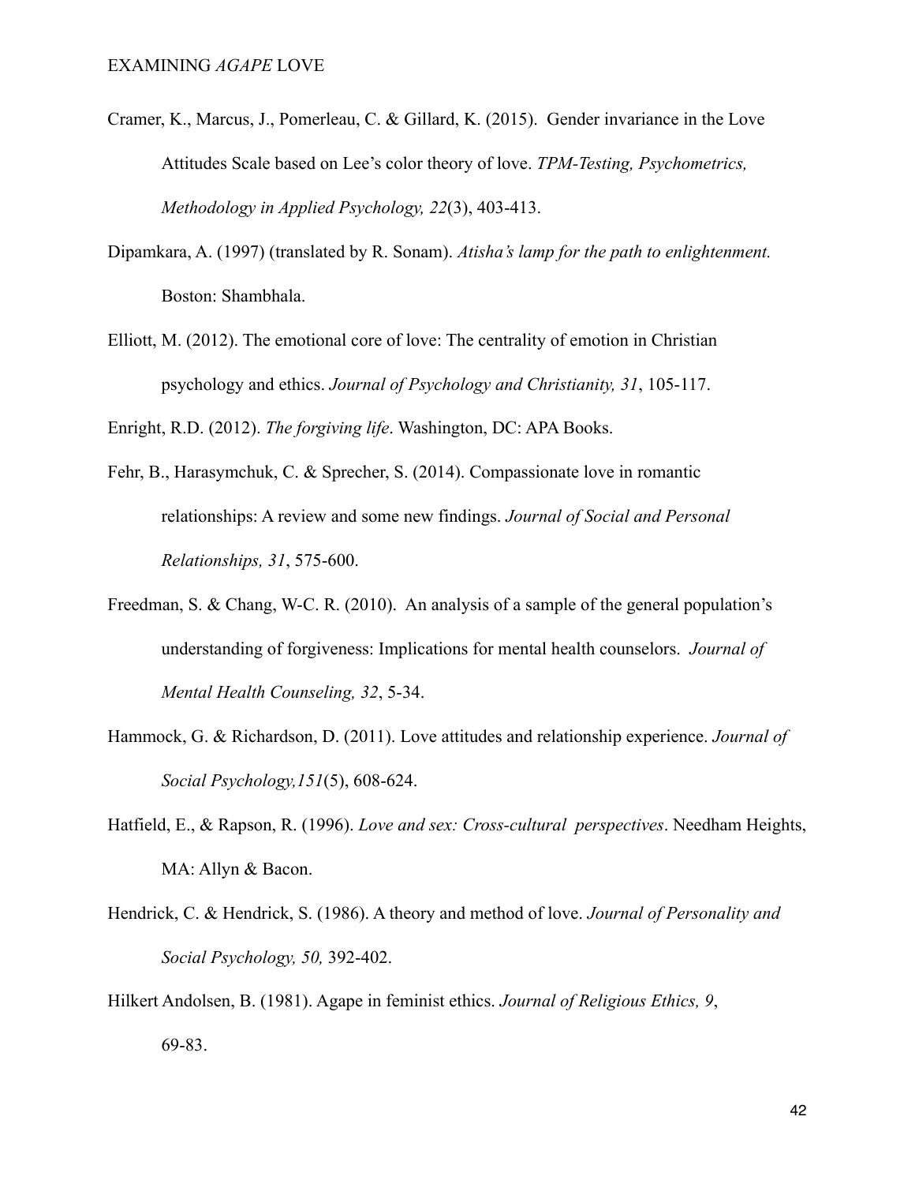Cramer, K., Marcus, J., Pomerleau, C. & Gillard, K. (2015). Gender invariance in the Love Attitudes Scale based on Lee's color theory of love. *TPM-Testing, Psychometrics, Methodology in Applied Psychology, 22*(3), 403-413.

Dipamkara, A. (1997) (translated by R. Sonam). *Atisha's lamp for the path to enlightenment.* Boston: Shambhala.

Elliott, M. (2012). The emotional core of love: The centrality of emotion in Christian psychology and ethics. *Journal of Psychology and Christianity, 31*, 105-117.

Enright, R.D. (2012). *The forgiving life*. Washington, DC: APA Books.

Fehr, B., Harasymchuk, C. & Sprecher, S. (2014). Compassionate love in romantic relationships: A review and some new findings. *Journal of Social and Personal Relationships, 31*, 575-600.

Freedman, S. & Chang, W-C. R. (2010). An analysis of a sample of the general population's understanding of forgiveness: Implications for mental health counselors. *Journal of Mental Health Counseling, 32*, 5-34.

Hammock, G. & Richardson, D. (2011). Love attitudes and relationship experience. *Journal of Social Psychology,151*(5), 608-624.

Hatfield, E., & Rapson, R. (1996). *Love and sex: Cross-cultural perspectives*. Needham Heights, MA: Allyn & Bacon.

Hendrick, C. & Hendrick, S. (1986). A theory and method of love. *Journal of Personality and Social Psychology, 50,* 392-402.

Hilkert Andolsen, B. (1981). Agape in feminist ethics. *Journal of Religious Ethics, 9*, 69-83.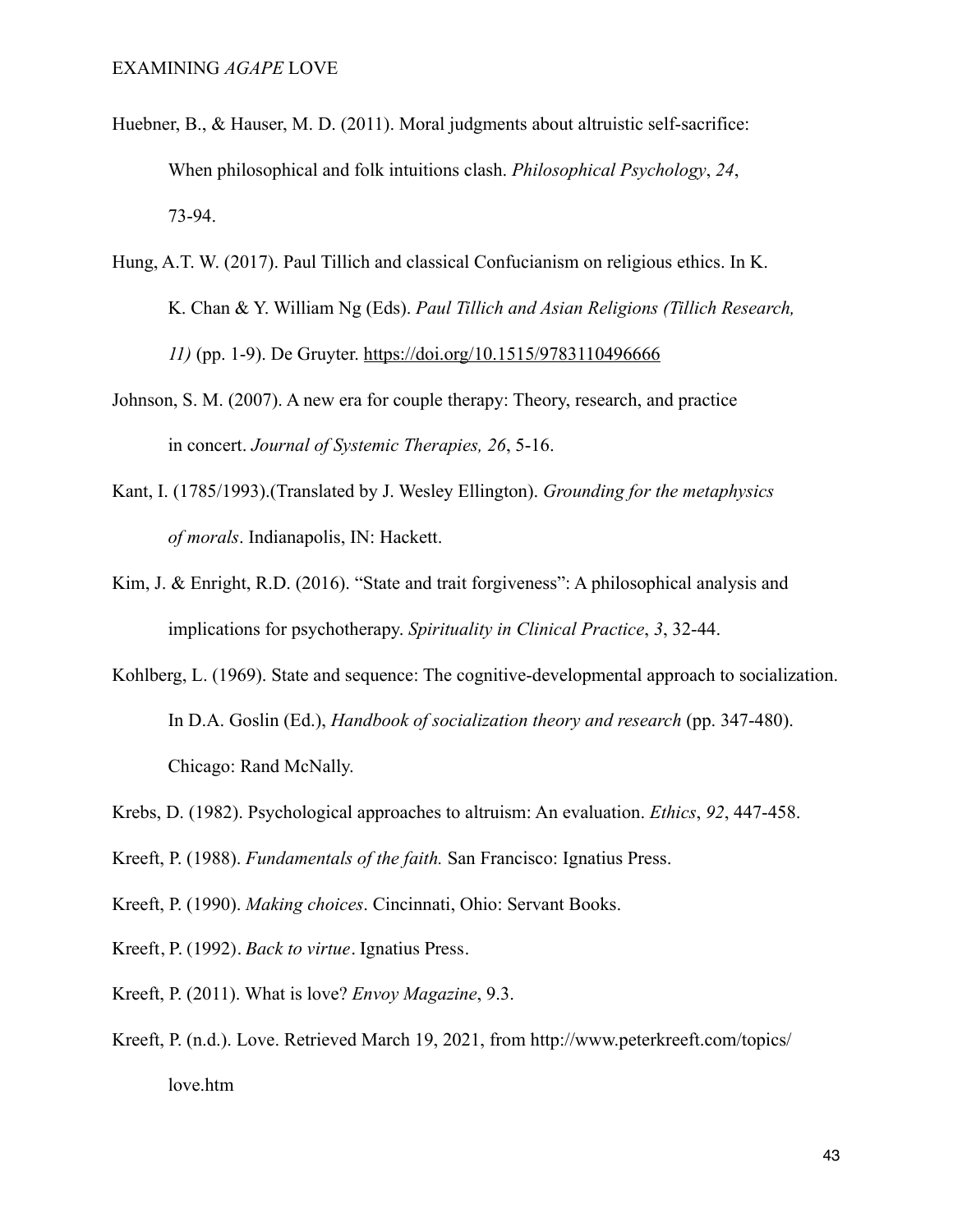Huebner, B., & Hauser, M. D. (2011). Moral judgments about altruistic self-sacrifice: When philosophical and folk intuitions clash. *Philosophical Psychology*, *24*, 73-94.

Hung, A.T. W. (2017). Paul Tillich and classical Confucianism on religious ethics. In K. K. Chan & Y. William Ng (Eds). *Paul Tillich and Asian Religions (Tillich Research, 11)* (pp. 1-9). De Gruyter. https://doi.org/10.1515/9783110496666

Johnson, S. M. (2007). A new era for couple therapy: Theory, research, and practice in concert. *Journal of Systemic Therapies, 26*, 5-16.

Kant, I. (1785/1993).(Translated by J. Wesley Ellington). *Grounding for the metaphysics of morals*. Indianapolis, IN: Hackett.

Kim, J. & Enright, R.D. (2016). "State and trait forgiveness": A philosophical analysis and implications for psychotherapy. *Spirituality in Clinical Practice*, *3*, 32-44.

Kohlberg, L. (1969). State and sequence: The cognitive-developmental approach to socialization. In D.A. Goslin (Ed.), *Handbook of socialization theory and research* (pp. 347-480). Chicago: Rand McNally.

Krebs, D. (1982). Psychological approaches to altruism: An evaluation. *Ethics*, *92*, 447-458.

Kreeft, P. (1988). *Fundamentals of the faith.* San Francisco: Ignatius Press.

Kreeft, P. (1990). *Making choices*. Cincinnati, Ohio: Servant Books.

Kreeft, P. (1992). *Back to virtue*. Ignatius Press.

Kreeft, P. (2011). What is love? *Envoy Magazine*, 9.3.

Kreeft, P. (n.d.). Love. Retrieved March 19, 2021, from http://www.peterkreeft.com/topics/love.htm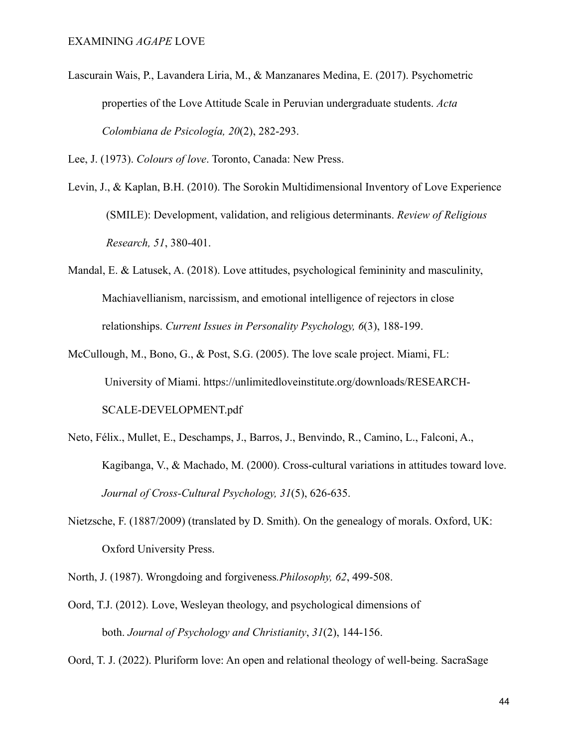Lascurain Wais, P., Lavandera Liria, M., & Manzanares Medina, E. (2017). Psychometric properties of the Love Attitude Scale in Peruvian undergraduate students. *Acta Colombiana de Psicología, 20*(2), 282-293.

Lee, J. (1973). *Colours of love*. Toronto, Canada: New Press.

Levin, J., & Kaplan, B.H. (2010). The Sorokin Multidimensional Inventory of Love Experience (SMILE): Development, validation, and religious determinants. *Review of Religious Research, 51*, 380-401.

Mandal, E. & Latusek, A. (2018). Love attitudes, psychological femininity and masculinity, Machiavellianism, narcissism, and emotional intelligence of rejectors in close relationships. *Current Issues in Personality Psychology, 6*(3), 188-199.

McCullough, M., Bono, G., & Post, S.G. (2005). The love scale project. Miami, FL: University of Miami. https://unlimitedloveinstitute.org/downloads/RESEARCH-SCALE-DEVELOPMENT.pdf

Neto, Félix., Mullet, E., Deschamps, J., Barros, J., Benvindo, R., Camino, L., Falconi, A., Kagibanga, V., & Machado, M. (2000). Cross-cultural variations in attitudes toward love. *Journal of Cross-Cultural Psychology, 31*(5), 626-635.

Nietzsche, F. (1887/2009) (translated by D. Smith). On the genealogy of morals. Oxford, UK: Oxford University Press.

North, J. (1987). Wrongdoing and forgiveness*.Philosophy, 62*, 499-508.

Oord, T.J. (2012). Love, Wesleyan theology, and psychological dimensions of both. *Journal of Psychology and Christianity*, *31*(2), 144-156.

Oord, T. J. (2022). Pluriform love: An open and relational theology of well-being. SacraSage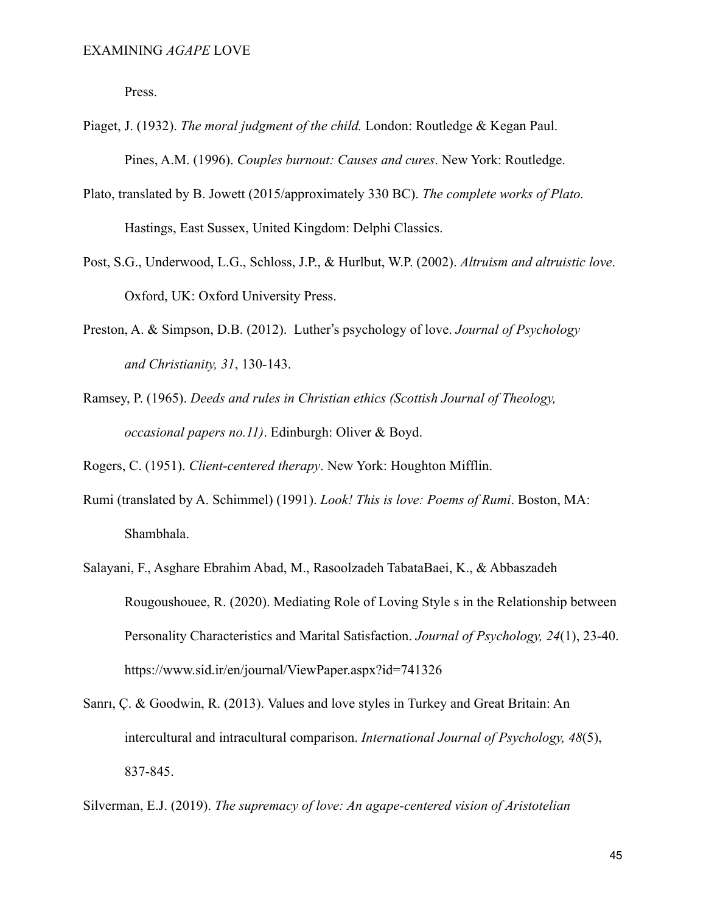Press.

Piaget, J. (1932). *The moral judgment of the child.* London: Routledge & Kegan Paul.

Pines, A.M. (1996). *Couples burnout: Causes and cures*. New York: Routledge.

Plato, translated by B. Jowett (2015/approximately 330 BC). *The complete works of Plato.* Hastings, East Sussex, United Kingdom: Delphi Classics.

Post, S.G., Underwood, L.G., Schloss, J.P., & Hurlbut, W.P. (2002). *Altruism and altruistic love*. Oxford, UK: Oxford University Press.

Preston, A. & Simpson, D.B. (2012). Luther's psychology of love. *Journal of Psychology and Christianity, 31*, 130-143.

Ramsey, P. (1965). *Deeds and rules in Christian ethics (Scottish Journal of Theology, occasional papers no.11)*. Edinburgh: Oliver & Boyd.

Rogers, C. (1951). *Client-centered therapy*. New York: Houghton Mifflin.

Rumi (translated by A. Schimmel) (1991). *Look! This is love: Poems of Rumi*. Boston, MA: Shambhala.

Salayani, F., Asghare Ebrahim Abad, M., Rasoolzadeh TabataBaei, K., & Abbaszadeh Rougoushouee, R. (2020). Mediating Role of Loving Style s in the Relationship between Personality Characteristics and Marital Satisfaction. *Journal of Psychology, 24*(1), 23-40. https://www.sid.ir/en/journal/ViewPaper.aspx?id=741326

Sanrı, Ç. & Goodwin, R. (2013). Values and love styles in Turkey and Great Britain: An intercultural and intracultural comparison. *International Journal of Psychology, 48*(5), 837-845.

Silverman, E.J. (2019). *The supremacy of love: An agape-centered vision of Aristotelian*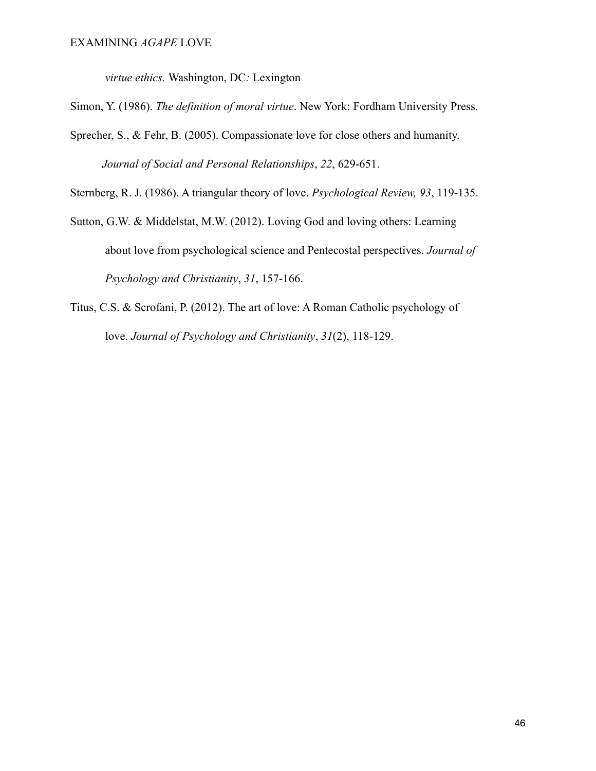*virtue ethics.* Washington, DC*:* Lexington

Simon, Y. (1986). *The definition of moral virtue*. New York: Fordham University Press.

Sprecher, S., & Fehr, B. (2005). Compassionate love for close others and humanity. *Journal of Social and Personal Relationships*, *22*, 629-651.

Sternberg, R. J. (1986). A triangular theory of love. *Psychological Review, 93*, 119-135.

Sutton, G.W. & Middelstat, M.W. (2012). Loving God and loving others: Learning about love from psychological science and Pentecostal perspectives. *Journal of Psychology and Christianity*, *31*, 157-166.

Titus, C.S. & Scrofani, P. (2012). The art of love: A Roman Catholic psychology of love. *Journal of Psychology and Christianity*, *31*(2), 118-129.